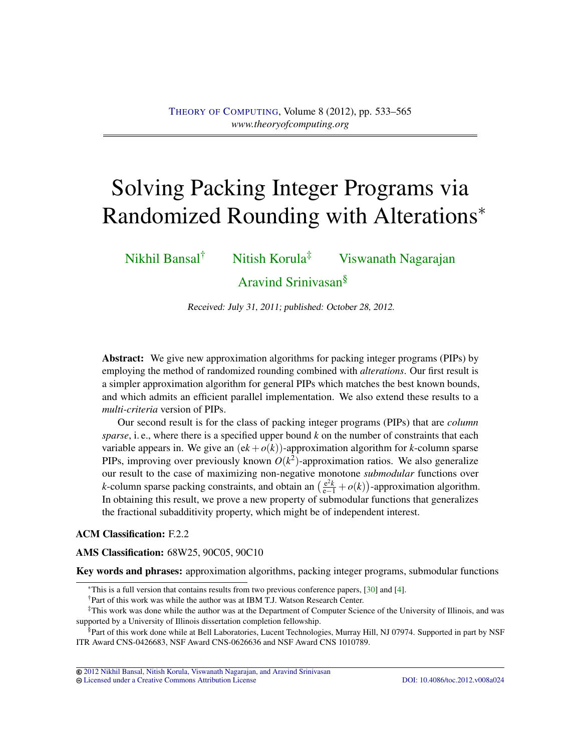# Solving Packing Integer Programs via Randomized Rounding with Alterations*

Nikhil Bansal[†] Nitish Korula[‡] Viswanath Nagarajan

Aravind Srinivasan[§]

Received: July 31, 2011; published: October 28, 2012.

**Abstract:** We give new approximation algorithms for packing integer programs (PIPs) by employing the method of randomized rounding combined with *alterations*. Our first result is a simpler approximation algorithm for general PIPs which matches the best known bounds, and which admits an efficient parallel implementation. We also extend these results to a *multi-criteria* version of PIPs.

Our second result is for the class of packing integer programs (PIPs) that are *column sparse*, i. e., where there is a specified upper bound $k$ on the number of constraints that each variable appears in. We give an $(ek + o(k))$-approximation algorithm for $k$-column sparse PIPs, improving over previously known $O(k^2)$-approximation ratios. We also generalize our result to the case of maximizing non-negative monotone *submodular* functions over $k$-column sparse packing constraints, and obtain an $\left(\frac{e^2 k}{e-1} + o(k)\right)$-approximation algorithm. In obtaining this result, we prove a new property of submodular functions that generalizes the fractional subadditivity property, which might be of independent interest.

**ACM Classification:** F.2.2

**AMS Classification:** 68W25, 90C05, 90C10

**Key words and phrases:** approximation algorithms, packing integer programs, submodular functions

*This is a full version that contains results from two previous conference papers, [30] and [4].

†Part of this work was while the author was at IBM T.J. Watson Research Center.

‡This work was done while the author was at the Department of Computer Science of the University of Illinois, and was supported by a University of Illinois dissertation completion fellowship.

§Part of this work done while at Bell Laboratories, Lucent Technologies, Murray Hill, NJ 07974. Supported in part by NSF ITR Award CNS-0426683, NSF Award CNS-0626636 and NSF Award CNS 1010789.

© 2012 Nikhil Bansal, Nitish Korula, Viswanath Nagarajan, and Aravind Srinivasan
Licensed under a Creative Commons Attribution License DOI: 10.4086/toc.2012.v008a024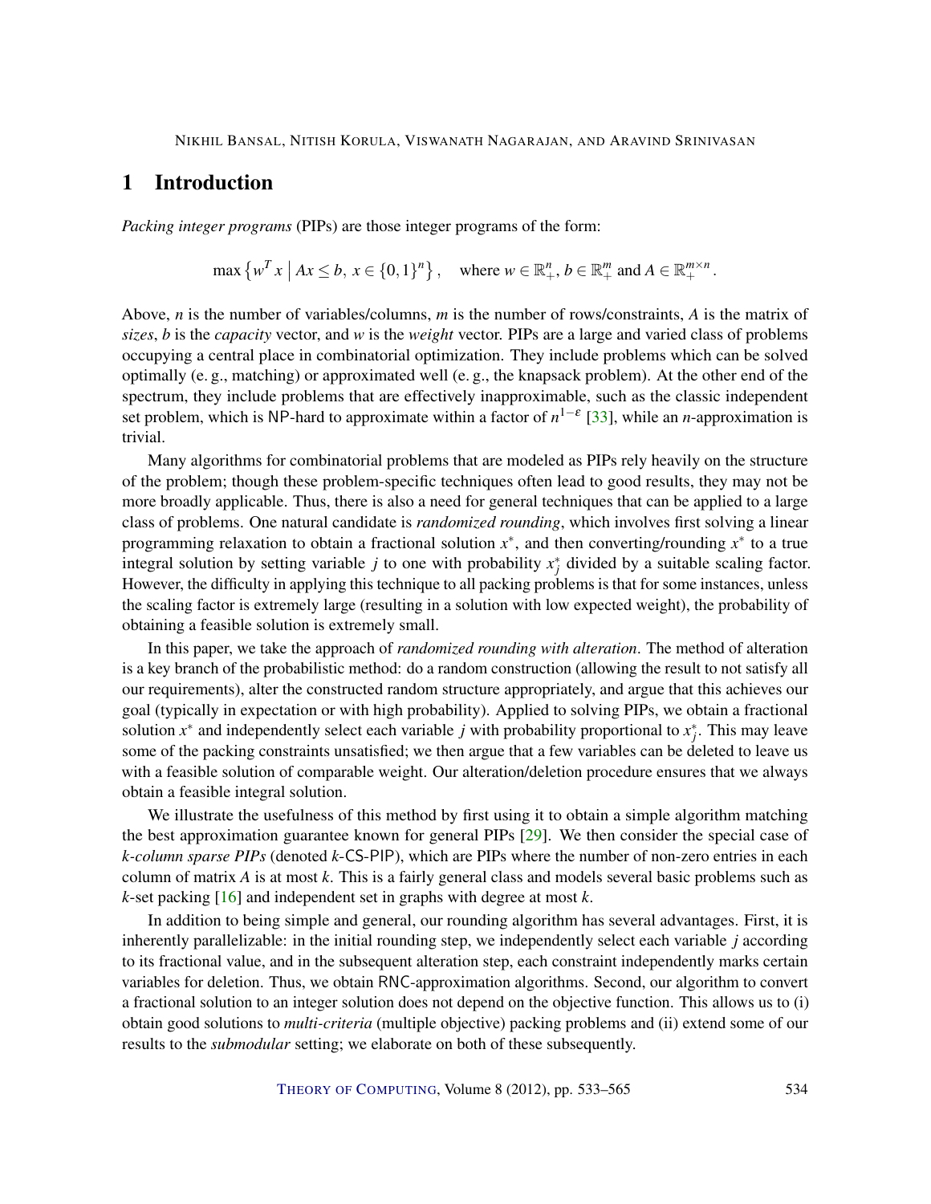## 1 Introduction

*Packing integer programs* (PIPs) are those integer programs of the form:

$$\max\left\{w^T x \;\middle|\; Ax \le b,\ x \in \{0,1\}^n\right\}, \quad \text{where } w \in \mathbb{R}^n_+,\ b \in \mathbb{R}^m_+ \text{ and } A \in \mathbb{R}^{m\times n}_+.$$

Above, $n$ is the number of variables/columns, $m$ is the number of rows/constraints, $A$ is the matrix of *sizes*, $b$ is the *capacity* vector, and $w$ is the *weight* vector. PIPs are a large and varied class of problems occupying a central place in combinatorial optimization. They include problems which can be solved optimally (e. g., matching) or approximated well (e. g., the knapsack problem). At the other end of the spectrum, they include problems that are effectively inapproximable, such as the classic independent set problem, which is NP-hard to approximate within a factor of $n^{1-\varepsilon}$ [33], while an $n$-approximation is trivial.

Many algorithms for combinatorial problems that are modeled as PIPs rely heavily on the structure of the problem; though these problem-specific techniques often lead to good results, they may not be more broadly applicable. Thus, there is also a need for general techniques that can be applied to a large class of problems. One natural candidate is *randomized rounding*, which involves first solving a linear programming relaxation to obtain a fractional solution $x^*$, and then converting/rounding $x^*$ to a true integral solution by setting variable $j$ to one with probability $x^*_j$ divided by a suitable scaling factor. However, the difficulty in applying this technique to all packing problems is that for some instances, unless the scaling factor is extremely large (resulting in a solution with low expected weight), the probability of obtaining a feasible solution is extremely small.

In this paper, we take the approach of *randomized rounding with alteration*. The method of alteration is a key branch of the probabilistic method: do a random construction (allowing the result to not satisfy all our requirements), alter the constructed random structure appropriately, and argue that this achieves our goal (typically in expectation or with high probability). Applied to solving PIPs, we obtain a fractional solution $x^*$ and independently select each variable $j$ with probability proportional to $x^*_j$. This may leave some of the packing constraints unsatisfied; we then argue that a few variables can be deleted to leave us with a feasible solution of comparable weight. Our alteration/deletion procedure ensures that we always obtain a feasible integral solution.

We illustrate the usefulness of this method by first using it to obtain a simple algorithm matching the best approximation guarantee known for general PIPs [29]. We then consider the special case of *k-column sparse PIPs* (denoted $k$-CS-PIP), which are PIPs where the number of non-zero entries in each column of matrix $A$ is at most $k$. This is a fairly general class and models several basic problems such as $k$-set packing [16] and independent set in graphs with degree at most $k$.

In addition to being simple and general, our rounding algorithm has several advantages. First, it is inherently parallelizable: in the initial rounding step, we independently select each variable $j$ according to its fractional value, and in the subsequent alteration step, each constraint independently marks certain variables for deletion. Thus, we obtain RNC-approximation algorithms. Second, our algorithm to convert a fractional solution to an integer solution does not depend on the objective function. This allows us to (i) obtain good solutions to *multi-criteria* (multiple objective) packing problems and (ii) extend some of our results to the *submodular* setting; we elaborate on both of these subsequently.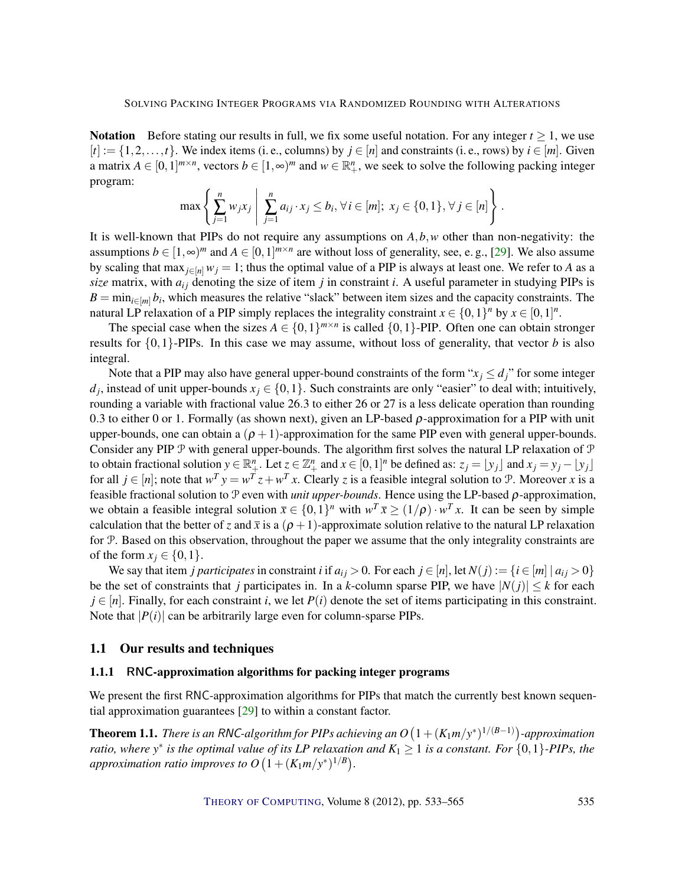**Notation** Before stating our results in full, we fix some useful notation. For any integer $t \geq 1$, we use $[t] := \{1, 2, \ldots, t\}$. We index items (i. e., columns) by $j \in [n]$ and constraints (i. e., rows) by $i \in [m]$. Given a matrix $A \in [0,1]^{m \times n}$, vectors $b \in [1, \infty)^m$ and $w \in \mathbb{R}_+^n$, we seek to solve the following packing integer program:

$$\max \left\{ \sum_{j=1}^{n} w_j x_j \;\middle|\; \sum_{j=1}^{n} a_{ij} \cdot x_j \leq b_i, \forall i \in [m];\; x_j \in \{0,1\}, \forall j \in [n] \right\}.$$

It is well-known that PIPs do not require any assumptions on $A, b, w$ other than non-negativity: the assumptions $b \in [1, \infty)^m$ and $A \in [0,1]^{m \times n}$ are without loss of generality, see, e. g., [29]. We also assume by scaling that $\max_{j \in [n]} w_j = 1$; thus the optimal value of a PIP is always at least one. We refer to $A$ as a *size* matrix, with $a_{ij}$ denoting the size of item $j$ in constraint $i$. A useful parameter in studying PIPs is $B = \min_{i \in [m]} b_i$, which measures the relative "slack" between item sizes and the capacity constraints. The natural LP relaxation of a PIP simply replaces the integrality constraint $x \in \{0,1\}^n$ by $x \in [0,1]^n$.

The special case when the sizes $A \in \{0,1\}^{m \times n}$ is called $\{0,1\}$-PIP. Often one can obtain stronger results for $\{0,1\}$-PIPs. In this case we may assume, without loss of generality, that vector $b$ is also integral.

Note that a PIP may also have general upper-bound constraints of the form "$x_j \leq d_j$" for some integer $d_j$, instead of unit upper-bounds $x_j \in \{0,1\}$. Such constraints are only "easier" to deal with; intuitively, rounding a variable with fractional value 26.3 to either 26 or 27 is a less delicate operation than rounding 0.3 to either 0 or 1. Formally (as shown next), given an LP-based $\rho$-approximation for a PIP with unit upper-bounds, one can obtain a $(\rho + 1)$-approximation for the same PIP even with general upper-bounds. Consider any PIP $\mathcal{P}$ with general upper-bounds. The algorithm first solves the natural LP relaxation of $\mathcal{P}$ to obtain fractional solution $y \in \mathbb{R}_+^n$. Let $z \in \mathbb{Z}_+^n$ and $x \in [0,1]^n$ be defined as: $z_j = \lfloor y_j \rfloor$ and $x_j = y_j - \lfloor y_j \rfloor$ for all $j \in [n]$; note that $w^T y = w^T z + w^T x$. Clearly $z$ is a feasible integral solution to $\mathcal{P}$. Moreover $x$ is a feasible fractional solution to $\mathcal{P}$ even with *unit upper-bounds*. Hence using the LP-based $\rho$-approximation, we obtain a feasible integral solution $\bar{x} \in \{0,1\}^n$ with $w^T \bar{x} \geq (1/\rho) \cdot w^T x$. It can be seen by simple calculation that the better of $z$ and $\bar{x}$ is a $(\rho + 1)$-approximate solution relative to the natural LP relaxation for $\mathcal{P}$. Based on this observation, throughout the paper we assume that the only integrality constraints are of the form $x_j \in \{0,1\}$.

We say that item $j$ *participates* in constraint $i$ if $a_{ij} > 0$. For each $j \in [n]$, let $N(j) := \{i \in [m] \mid a_{ij} > 0\}$ be the set of constraints that $j$ participates in. In a $k$-column sparse PIP, we have $|N(j)| \leq k$ for each $j \in [n]$. Finally, for each constraint $i$, we let $P(i)$ denote the set of items participating in this constraint. Note that $|P(i)|$ can be arbitrarily large even for column-sparse PIPs.

## 1.1 Our results and techniques

### 1.1.1 RNC-approximation algorithms for packing integer programs

We present the first RNC-approximation algorithms for PIPs that match the currently best known sequential approximation guarantees [29] to within a constant factor.

**Theorem 1.1.** *There is an RNC-algorithm for PIPs achieving an $O\left(1 + (K_1 m / y^*)^{1/(B-1)}\right)$-approximation ratio, where $y^*$ is the optimal value of its LP relaxation and $K_1 \geq 1$ is a constant. For $\{0,1\}$-PIPs, the approximation ratio improves to $O\left(1 + (K_1 m / y^*)^{1/B}\right)$.*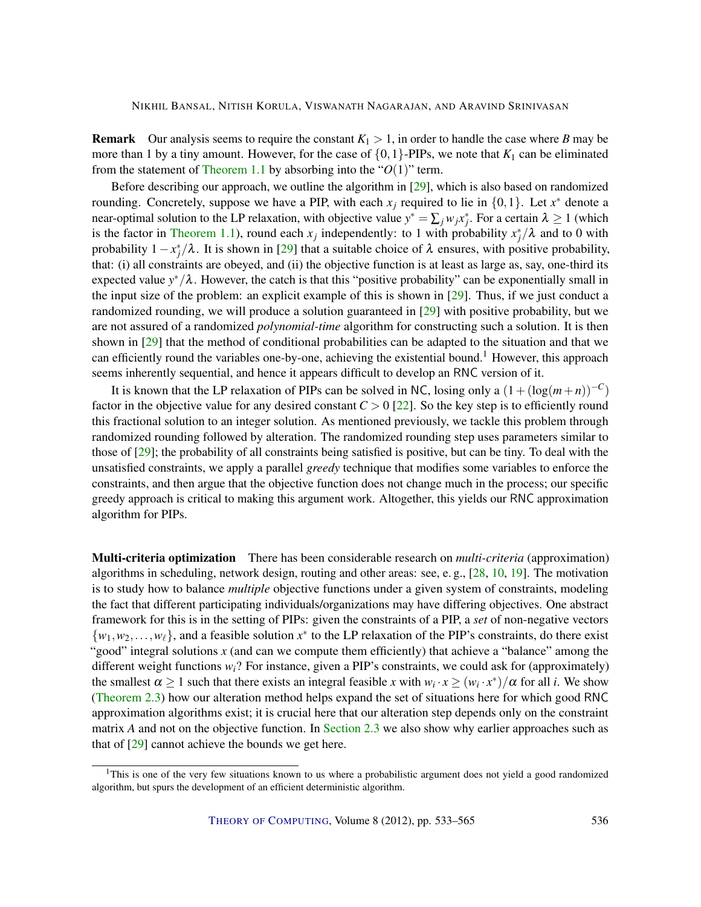**Remark** Our analysis seems to require the constant $K_1 > 1$, in order to handle the case where $B$ may be more than 1 by a tiny amount. However, for the case of $\{0,1\}$-PIPs, we note that $K_1$ can be eliminated from the statement of Theorem 1.1 by absorbing into the "$O(1)$" term.

Before describing our approach, we outline the algorithm in [29], which is also based on randomized rounding. Concretely, suppose we have a PIP, with each $x_j$ required to lie in $\{0,1\}$. Let $x^*$ denote a near-optimal solution to the LP relaxation, with objective value $y^* = \sum_j w_j x_j^*$. For a certain $\lambda \geq 1$ (which is the factor in Theorem 1.1), round each $x_j$ independently: to 1 with probability $x_j^*/\lambda$ and to 0 with probability $1 - x_j^*/\lambda$. It is shown in [29] that a suitable choice of $\lambda$ ensures, with positive probability, that: (i) all constraints are obeyed, and (ii) the objective function is at least as large as, say, one-third its expected value $y^*/\lambda$. However, the catch is that this "positive probability" can be exponentially small in the input size of the problem: an explicit example of this is shown in [29]. Thus, if we just conduct a randomized rounding, we will produce a solution guaranteed in [29] with positive probability, but we are not assured of a randomized *polynomial-time* algorithm for constructing such a solution. It is then shown in [29] that the method of conditional probabilities can be adapted to the situation and that we can efficiently round the variables one-by-one, achieving the existential bound.[1] However, this approach seems inherently sequential, and hence it appears difficult to develop an RNC version of it.

It is known that the LP relaxation of PIPs can be solved in NC, losing only a $(1 + (\log(m+n))^{-C})$ factor in the objective value for any desired constant $C > 0$ [22]. So the key step is to efficiently round this fractional solution to an integer solution. As mentioned previously, we tackle this problem through randomized rounding followed by alteration. The randomized rounding step uses parameters similar to those of [29]; the probability of all constraints being satisfied is positive, but can be tiny. To deal with the unsatisfied constraints, we apply a parallel *greedy* technique that modifies some variables to enforce the constraints, and then argue that the objective function does not change much in the process; our specific greedy approach is critical to making this argument work. Altogether, this yields our RNC approximation algorithm for PIPs.

**Multi-criteria optimization** There has been considerable research on *multi-criteria* (approximation) algorithms in scheduling, network design, routing and other areas: see, e. g., [28, 10, 19]. The motivation is to study how to balance *multiple* objective functions under a given system of constraints, modeling the fact that different participating individuals/organizations may have differing objectives. One abstract framework for this is in the setting of PIPs: given the constraints of a PIP, a *set* of non-negative vectors $\{w_1, w_2, \ldots, w_\ell\}$, and a feasible solution $x^*$ to the LP relaxation of the PIP's constraints, do there exist "good" integral solutions $x$ (and can we compute them efficiently) that achieve a "balance" among the different weight functions $w_i$? For instance, given a PIP's constraints, we could ask for (approximately) the smallest $\alpha \geq 1$ such that there exists an integral feasible $x$ with $w_i \cdot x \geq (w_i \cdot x^*)/\alpha$ for all $i$. We show (Theorem 2.3) how our alteration method helps expand the set of situations here for which good RNC approximation algorithms exist; it is crucial here that our alteration step depends only on the constraint matrix $A$ and not on the objective function. In Section 2.3 we also show why earlier approaches such as that of [29] cannot achieve the bounds we get here.

[1] This is one of the very few situations known to us where a probabilistic argument does not yield a good randomized algorithm, but spurs the development of an efficient deterministic algorithm.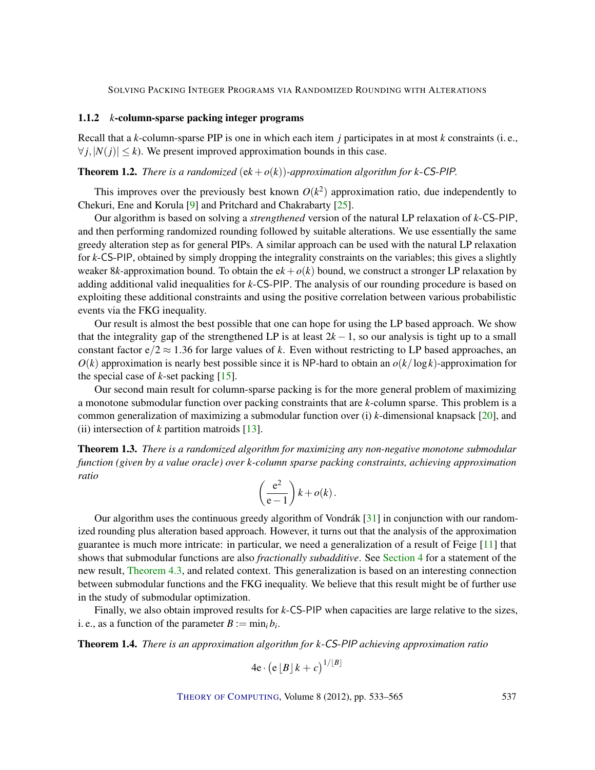### 1.1.2 $k$-column-sparse packing integer programs

Recall that a $k$-column-sparse PIP is one in which each item $j$ participates in at most $k$ constraints (i. e., $\forall j, |N(j)| \leq k$). We present improved approximation bounds in this case.

**Theorem 1.2.** *There is a randomized* $(\mathrm{e}k + o(k))$*-approximation algorithm for* $k$*-CS-PIP.*

This improves over the previously best known $O(k^2)$ approximation ratio, due independently to Chekuri, Ene and Korula [9] and Pritchard and Chakrabarty [25].

Our algorithm is based on solving a *strengthened* version of the natural LP relaxation of $k$-CS-PIP, and then performing randomized rounding followed by suitable alterations. We use essentially the same greedy alteration step as for general PIPs. A similar approach can be used with the natural LP relaxation for $k$-CS-PIP, obtained by simply dropping the integrality constraints on the variables; this gives a slightly weaker $8k$-approximation bound. To obtain the $\mathrm{e}k + o(k)$ bound, we construct a stronger LP relaxation by adding additional valid inequalities for $k$-CS-PIP. The analysis of our rounding procedure is based on exploiting these additional constraints and using the positive correlation between various probabilistic events via the FKG inequality.

Our result is almost the best possible that one can hope for using the LP based approach. We show that the integrality gap of the strengthened LP is at least $2k-1$, so our analysis is tight up to a small constant factor $\mathrm{e}/2 \approx 1.36$ for large values of $k$. Even without restricting to LP based approaches, an $O(k)$ approximation is nearly best possible since it is NP-hard to obtain an $o(k/\log k)$-approximation for the special case of $k$-set packing [15].

Our second main result for column-sparse packing is for the more general problem of maximizing a monotone submodular function over packing constraints that are $k$-column sparse. This problem is a common generalization of maximizing a submodular function over (i) $k$-dimensional knapsack [20], and (ii) intersection of $k$ partition matroids [13].

**Theorem 1.3.** *There is a randomized algorithm for maximizing any non-negative monotone submodular function (given by a value oracle) over* $k$*-column sparse packing constraints, achieving approximation ratio*

$$\left(\frac{\mathrm{e}^2}{\mathrm{e}-1}\right)k + o(k)\,.$$

Our algorithm uses the continuous greedy algorithm of Vondrák [31] in conjunction with our randomized rounding plus alteration based approach. However, it turns out that the analysis of the approximation guarantee is much more intricate: in particular, we need a generalization of a result of Feige [11] that shows that submodular functions are also *fractionally subadditive*. See Section 4 for a statement of the new result, Theorem 4.3, and related context. This generalization is based on an interesting connection between submodular functions and the FKG inequality. We believe that this result might be of further use in the study of submodular optimization.

Finally, we also obtain improved results for $k$-CS-PIP when capacities are large relative to the sizes, i. e., as a function of the parameter $B := \min_i b_i$.

**Theorem 1.4.** *There is an approximation algorithm for* $k$*-CS-PIP achieving approximation ratio*

$$4\mathrm{e} \cdot \left(\mathrm{e}\lfloor B \rfloor k + c\right)^{1/\lfloor B \rfloor}$$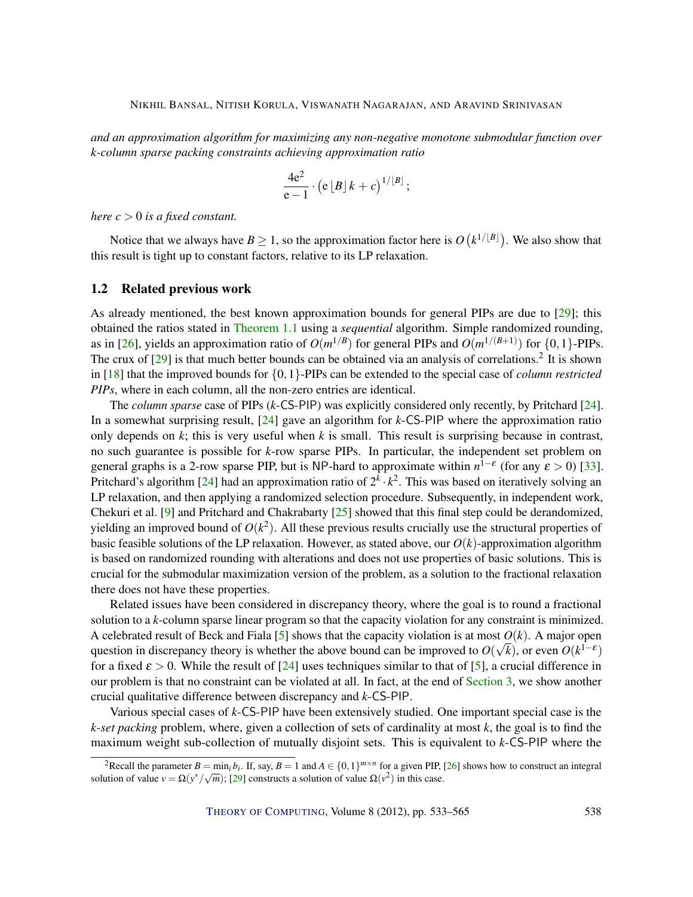*and an approximation algorithm for maximizing any non-negative monotone submodular function over $k$-column sparse packing constraints achieving approximation ratio*

$$\frac{4\mathrm{e}^2}{\mathrm{e}-1} \cdot \left(\mathrm{e}\lfloor B \rfloor k + c\right)^{1/\lfloor B \rfloor};$$

*here $c > 0$ is a fixed constant.*

Notice that we always have $B \geq 1$, so the approximation factor here is $O\left(k^{1/\lfloor B \rfloor}\right)$. We also show that this result is tight up to constant factors, relative to its LP relaxation.

## 1.2 Related previous work

As already mentioned, the best known approximation bounds for general PIPs are due to [29]; this obtained the ratios stated in Theorem 1.1 using a *sequential* algorithm. Simple randomized rounding, as in [26], yields an approximation ratio of $O(m^{1/B})$ for general PIPs and $O(m^{1/(B+1)})$ for $\{0,1\}$-PIPs. The crux of [29] is that much better bounds can be obtained via an analysis of correlations.[2] It is shown in [18] that the improved bounds for $\{0,1\}$-PIPs can be extended to the special case of *column restricted PIPs*, where in each column, all the non-zero entries are identical.

The *column sparse* case of PIPs ($k$-CS-PIP) was explicitly considered only recently, by Pritchard [24]. In a somewhat surprising result, [24] gave an algorithm for $k$-CS-PIP where the approximation ratio only depends on $k$; this is very useful when $k$ is small. This result is surprising because in contrast, no such guarantee is possible for $k$-row sparse PIPs. In particular, the independent set problem on general graphs is a 2-row sparse PIP, but is NP-hard to approximate within $n^{1-\varepsilon}$ (for any $\varepsilon > 0$) [33]. Pritchard's algorithm [24] had an approximation ratio of $2^k \cdot k^2$. This was based on iteratively solving an LP relaxation, and then applying a randomized selection procedure. Subsequently, in independent work, Chekuri et al. [9] and Pritchard and Chakrabarty [25] showed that this final step could be derandomized, yielding an improved bound of $O(k^2)$. All these previous results crucially use the structural properties of basic feasible solutions of the LP relaxation. However, as stated above, our $O(k)$-approximation algorithm is based on randomized rounding with alterations and does not use properties of basic solutions. This is crucial for the submodular maximization version of the problem, as a solution to the fractional relaxation there does not have these properties.

Related issues have been considered in discrepancy theory, where the goal is to round a fractional solution to a $k$-column sparse linear program so that the capacity violation for any constraint is minimized. A celebrated result of Beck and Fiala [5] shows that the capacity violation is at most $O(k)$. A major open question in discrepancy theory is whether the above bound can be improved to $O(\sqrt{k})$, or even $O(k^{1-\varepsilon})$ for a fixed $\varepsilon > 0$. While the result of [24] uses techniques similar to that of [5], a crucial difference in our problem is that no constraint can be violated at all. In fact, at the end of Section 3, we show another crucial qualitative difference between discrepancy and $k$-CS-PIP.

Various special cases of $k$-CS-PIP have been extensively studied. One important special case is the *$k$-set packing* problem, where, given a collection of sets of cardinality at most $k$, the goal is to find the maximum weight sub-collection of mutually disjoint sets. This is equivalent to $k$-CS-PIP where the

[2] Recall the parameter $B = \min_i b_i$. If, say, $B = 1$ and $A \in \{0,1\}^{m \times n}$ for a given PIP, [26] shows how to construct an integral solution of value $v = \Omega(y^*/\sqrt{m})$; [29] constructs a solution of value $\Omega(v^2)$ in this case.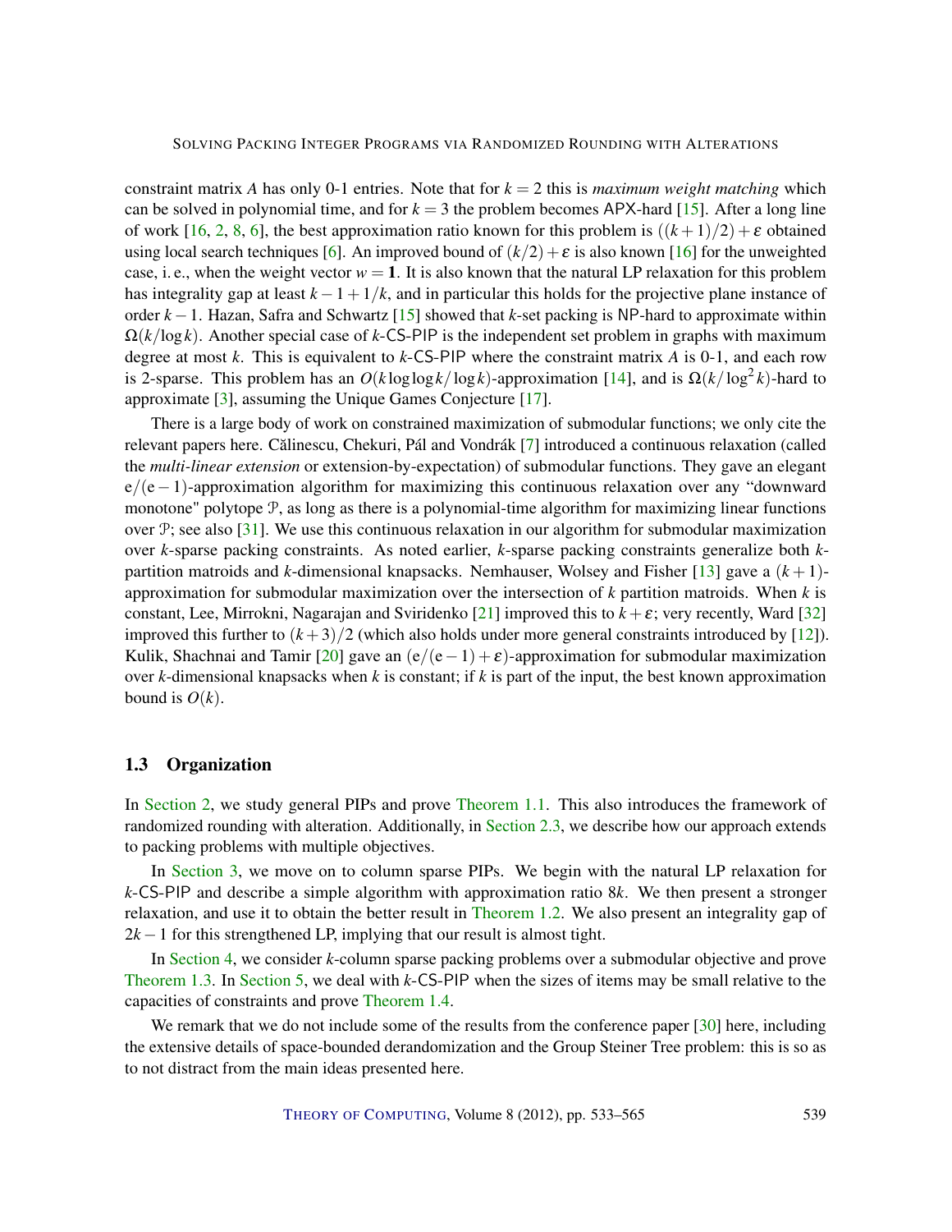constraint matrix $A$ has only 0-1 entries. Note that for $k = 2$ this is *maximum weight matching* which can be solved in polynomial time, and for $k = 3$ the problem becomes APX-hard [15]. After a long line of work [16, 2, 8, 6], the best approximation ratio known for this problem is $((k+1)/2)+\varepsilon$ obtained using local search techniques [6]. An improved bound of $(k/2)+\varepsilon$ is also known [16] for the unweighted case, i. e., when the weight vector $w = \mathbf{1}$. It is also known that the natural LP relaxation for this problem has integrality gap at least $k-1+1/k$, and in particular this holds for the projective plane instance of order $k-1$. Hazan, Safra and Schwartz [15] showed that $k$-set packing is NP-hard to approximate within $\Omega(k/\log k)$. Another special case of $k$-CS-PIP is the independent set problem in graphs with maximum degree at most $k$. This is equivalent to $k$-CS-PIP where the constraint matrix $A$ is 0-1, and each row is 2-sparse. This problem has an $O(k \log\log k/\log k)$-approximation [14], and is $\Omega(k/\log^2 k)$-hard to approximate [3], assuming the Unique Games Conjecture [17].

There is a large body of work on constrained maximization of submodular functions; we only cite the relevant papers here. Călinescu, Chekuri, Pál and Vondrák [7] introduced a continuous relaxation (called the *multi-linear extension* or extension-by-expectation) of submodular functions. They gave an elegant $\mathrm{e}/(\mathrm{e}-1)$-approximation algorithm for maximizing this continuous relaxation over any "downward monotone" polytope $\mathcal{P}$, as long as there is a polynomial-time algorithm for maximizing linear functions over $\mathcal{P}$; see also [31]. We use this continuous relaxation in our algorithm for submodular maximization over $k$-sparse packing constraints. As noted earlier, $k$-sparse packing constraints generalize both $k$-partition matroids and $k$-dimensional knapsacks. Nemhauser, Wolsey and Fisher [13] gave a $(k+1)$-approximation for submodular maximization over the intersection of $k$ partition matroids. When $k$ is constant, Lee, Mirrokni, Nagarajan and Sviridenko [21] improved this to $k+\varepsilon$; very recently, Ward [32] improved this further to $(k+3)/2$ (which also holds under more general constraints introduced by [12]). Kulik, Shachnai and Tamir [20] gave an $(\mathrm{e}/(\mathrm{e}-1)+\varepsilon)$-approximation for submodular maximization over $k$-dimensional knapsacks when $k$ is constant; if $k$ is part of the input, the best known approximation bound is $O(k)$.

### 1.3 Organization

In Section 2, we study general PIPs and prove Theorem 1.1. This also introduces the framework of randomized rounding with alteration. Additionally, in Section 2.3, we describe how our approach extends to packing problems with multiple objectives.

In Section 3, we move on to column sparse PIPs. We begin with the natural LP relaxation for $k$-CS-PIP and describe a simple algorithm with approximation ratio $8k$. We then present a stronger relaxation, and use it to obtain the better result in Theorem 1.2. We also present an integrality gap of $2k-1$ for this strengthened LP, implying that our result is almost tight.

In Section 4, we consider $k$-column sparse packing problems over a submodular objective and prove Theorem 1.3. In Section 5, we deal with $k$-CS-PIP when the sizes of items may be small relative to the capacities of constraints and prove Theorem 1.4.

We remark that we do not include some of the results from the conference paper [30] here, including the extensive details of space-bounded derandomization and the Group Steiner Tree problem: this is so as to not distract from the main ideas presented here.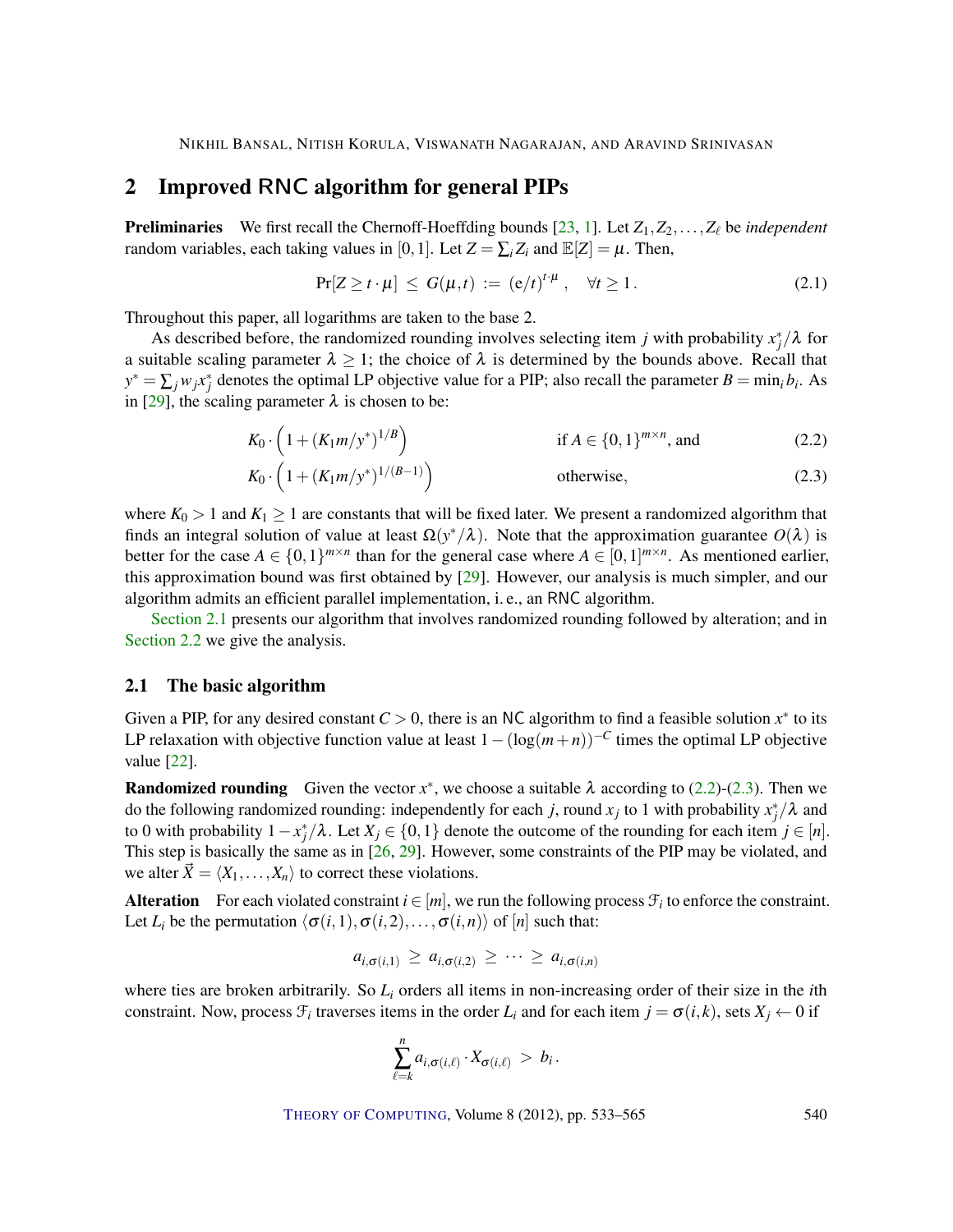## 2 Improved RNC algorithm for general PIPs

**Preliminaries** We first recall the Chernoff-Hoeffding bounds [23, 1]. Let $Z_1, Z_2, \ldots, Z_\ell$ be *independent* random variables, each taking values in $[0,1]$. Let $Z = \sum_i Z_i$ and $\mathbb{E}[Z] = \mu$. Then,

$$\Pr[Z \geq t \cdot \mu] \leq G(\mu, t) := (\mathrm{e}/t)^{t \cdot \mu}, \quad \forall t \geq 1. \tag{2.1}$$

Throughout this paper, all logarithms are taken to the base 2.

As described before, the randomized rounding involves selecting item $j$ with probability $x_j^*/\lambda$ for a suitable scaling parameter $\lambda \geq 1$; the choice of $\lambda$ is determined by the bounds above. Recall that $y^* = \sum_j w_j x_j^*$ denotes the optimal LP objective value for a PIP; also recall the parameter $B = \min_i b_i$. As in [29], the scaling parameter $\lambda$ is chosen to be:

$$K_0 \cdot \left(1 + (K_1 m / y^*)^{1/B}\right) \qquad \text{if } A \in \{0,1\}^{m \times n}, \text{ and} \tag{2.2}$$

$$K_0 \cdot \left(1 + (K_1 m / y^*)^{1/(B-1)}\right) \qquad \text{otherwise,} \tag{2.3}$$

where $K_0 > 1$ and $K_1 \geq 1$ are constants that will be fixed later. We present a randomized algorithm that finds an integral solution of value at least $\Omega(y^*/\lambda)$. Note that the approximation guarantee $O(\lambda)$ is better for the case $A \in \{0,1\}^{m \times n}$ than for the general case where $A \in [0,1]^{m \times n}$. As mentioned earlier, this approximation bound was first obtained by [29]. However, our analysis is much simpler, and our algorithm admits an efficient parallel implementation, i. e., an RNC algorithm.

Section 2.1 presents our algorithm that involves randomized rounding followed by alteration; and in Section 2.2 we give the analysis.

### 2.1 The basic algorithm

Given a PIP, for any desired constant $C > 0$, there is an NC algorithm to find a feasible solution $x^*$ to its LP relaxation with objective function value at least $1 - (\log(m+n))^{-C}$ times the optimal LP objective value [22].

**Randomized rounding** Given the vector $x^*$, we choose a suitable $\lambda$ according to (2.2)-(2.3). Then we do the following randomized rounding: independently for each $j$, round $x_j$ to 1 with probability $x_j^*/\lambda$ and to 0 with probability $1 - x_j^*/\lambda$. Let $X_j \in \{0,1\}$ denote the outcome of the rounding for each item $j \in [n]$. This step is basically the same as in [26, 29]. However, some constraints of the PIP may be violated, and we alter $\vec{X} = \langle X_1, \ldots, X_n \rangle$ to correct these violations.

**Alteration** For each violated constraint $i \in [m]$, we run the following process $\mathcal{F}_i$ to enforce the constraint. Let $L_i$ be the permutation $\langle \sigma(i,1), \sigma(i,2), \ldots, \sigma(i,n) \rangle$ of $[n]$ such that:

$$a_{i,\sigma(i,1)} \geq a_{i,\sigma(i,2)} \geq \cdots \geq a_{i,\sigma(i,n)}$$

where ties are broken arbitrarily. So $L_i$ orders all items in non-increasing order of their size in the $i$th constraint. Now, process $\mathcal{F}_i$ traverses items in the order $L_i$ and for each item $j = \sigma(i,k)$, sets $X_j \leftarrow 0$ if

$$\sum_{\ell=k}^{n} a_{i,\sigma(i,\ell)} \cdot X_{\sigma(i,\ell)} > b_i.$$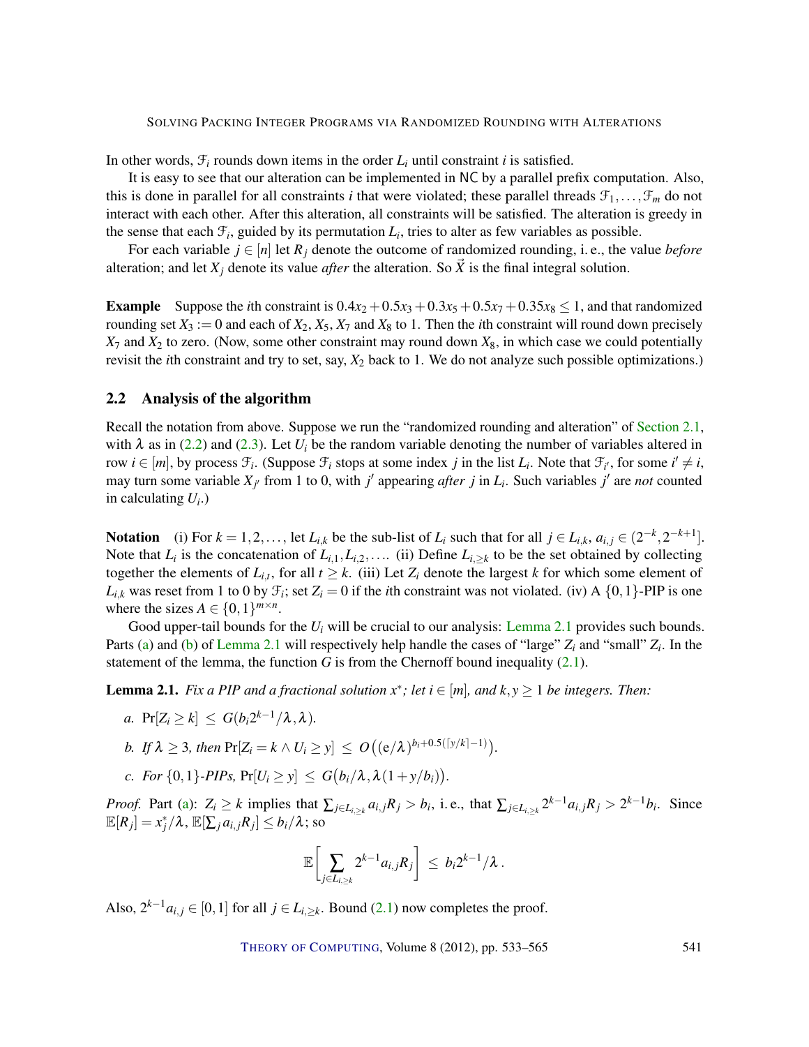In other words, $\mathcal{F}_i$ rounds down items in the order $L_i$ until constraint $i$ is satisfied.

It is easy to see that our alteration can be implemented in NC by a parallel prefix computation. Also, this is done in parallel for all constraints $i$ that were violated; these parallel threads $\mathcal{F}_1, \ldots, \mathcal{F}_m$ do not interact with each other. After this alteration, all constraints will be satisfied. The alteration is greedy in the sense that each $\mathcal{F}_i$, guided by its permutation $L_i$, tries to alter as few variables as possible.

For each variable $j \in [n]$ let $R_j$ denote the outcome of randomized rounding, i. e., the value *before* alteration; and let $X_j$ denote its value *after* the alteration. So $\vec{X}$ is the final integral solution.

**Example** Suppose the $i$th constraint is $0.4x_2 + 0.5x_3 + 0.3x_5 + 0.5x_7 + 0.35x_8 \le 1$, and that randomized rounding set $X_3 := 0$ and each of $X_2$, $X_5$, $X_7$ and $X_8$ to 1. Then the $i$th constraint will round down precisely $X_7$ and $X_2$ to zero. (Now, some other constraint may round down $X_8$, in which case we could potentially revisit the $i$th constraint and try to set, say, $X_2$ back to 1. We do not analyze such possible optimizations.)

## 2.2 Analysis of the algorithm

Recall the notation from above. Suppose we run the "randomized rounding and alteration" of Section 2.1, with $\lambda$ as in (2.2) and (2.3). Let $U_i$ be the random variable denoting the number of variables altered in row $i \in [m]$, by process $\mathcal{F}_i$. (Suppose $\mathcal{F}_i$ stops at some index $j$ in the list $L_i$. Note that $\mathcal{F}_{i'}$, for some $i' \neq i$, may turn some variable $X_{j'}$ from 1 to 0, with $j'$ appearing *after* $j$ in $L_i$. Such variables $j'$ are *not* counted in calculating $U_i$.)

**Notation** (i) For $k = 1, 2, \ldots$, let $L_{i,k}$ be the sub-list of $L_i$ such that for all $j \in L_{i,k}$, $a_{i,j} \in (2^{-k}, 2^{-k+1}]$. Note that $L_i$ is the concatenation of $L_{i,1}, L_{i,2}, \ldots$. (ii) Define $L_{i,\ge k}$ to be the set obtained by collecting together the elements of $L_{i,t}$, for all $t \ge k$. (iii) Let $Z_i$ denote the largest $k$ for which some element of $L_{i,k}$ was reset from 1 to 0 by $\mathcal{F}_i$; set $Z_i = 0$ if the $i$th constraint was not violated. (iv) A $\{0,1\}$-PIP is one where the sizes $A \in \{0,1\}^{m \times n}$.

Good upper-tail bounds for the $U_i$ will be crucial to our analysis: Lemma 2.1 provides such bounds. Parts (a) and (b) of Lemma 2.1 will respectively help handle the cases of "large" $Z_i$ and "small" $Z_i$. In the statement of the lemma, the function $G$ is from the Chernoff bound inequality (2.1).

**Lemma 2.1.** *Fix a PIP and a fractional solution $x^*$; let $i \in [m]$, and $k, y \ge 1$ be integers. Then:*

*a.* $\Pr[Z_i \ge k] \le G(b_i 2^{k-1}/\lambda, \lambda)$.

*b. If $\lambda \ge 3$, then* $\Pr[Z_i = k \wedge U_i \ge y] \le O\big((\mathrm{e}/\lambda)^{b_i + 0.5(\lceil y/k \rceil - 1)}\big)$.

*c. For $\{0,1\}$-PIPs,* $\Pr[U_i \ge y] \le G\big(b_i/\lambda, \lambda(1 + y/b_i)\big)$.

*Proof.* Part (a): $Z_i \ge k$ implies that $\sum_{j \in L_{i,\ge k}} a_{i,j} R_j > b_i$, i. e., that $\sum_{j \in L_{i,\ge k}} 2^{k-1} a_{i,j} R_j > 2^{k-1} b_i$. Since $\mathbb{E}[R_j] = x_j^*/\lambda$, $\mathbb{E}[\sum_j a_{i,j} R_j] \le b_i/\lambda$; so

$$\mathbb{E}\Bigg[\sum_{j \in L_{i,\ge k}} 2^{k-1} a_{i,j} R_j\Bigg] \le b_i 2^{k-1}/\lambda\,.$$

Also, $2^{k-1} a_{i,j} \in [0,1]$ for all $j \in L_{i,\ge k}$. Bound (2.1) now completes the proof.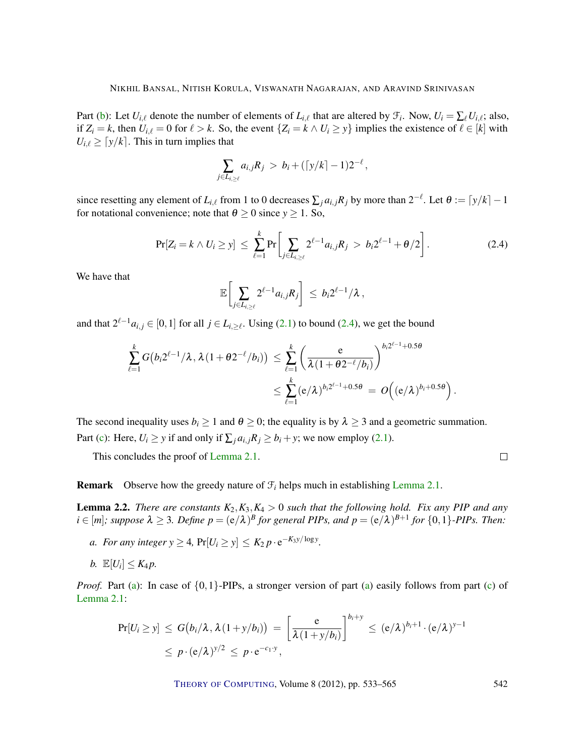Part (b): Let $U_{i,\ell}$ denote the number of elements of $L_{i,\ell}$ that are altered by $\mathcal{F}_i$. Now, $U_i = \sum_\ell U_{i,\ell}$; also, if $Z_i = k$, then $U_{i,\ell} = 0$ for $\ell > k$. So, the event $\{Z_i = k \wedge U_i \geq y\}$ implies the existence of $\ell \in [k]$ with $U_{i,\ell} \geq \lceil y/k \rceil$. This in turn implies that

$$\sum_{j \in L_{i,\geq \ell}} a_{i,j} R_j \; > \; b_i + (\lceil y/k \rceil - 1) 2^{-\ell},$$

since resetting any element of $L_{i,\ell}$ from 1 to 0 decreases $\sum_j a_{i,j} R_j$ by more than $2^{-\ell}$. Let $\theta := \lceil y/k \rceil - 1$ for notational convenience; note that $\theta \geq 0$ since $y \geq 1$. So,

$$\Pr[Z_i = k \wedge U_i \geq y] \; \leq \; \sum_{\ell=1}^{k} \Pr\left[ \sum_{j \in L_{i,\geq \ell}} 2^{\ell-1} a_{i,j} R_j \; > \; b_i 2^{\ell-1} + \theta/2 \right]. \tag{2.4}$$

We have that

$$\mathbb{E}\left[ \sum_{j \in L_{i,\geq \ell}} 2^{\ell-1} a_{i,j} R_j \right] \; \leq \; b_i 2^{\ell-1}/\lambda \,,$$

and that $2^{\ell-1} a_{i,j} \in [0,1]$ for all $j \in L_{i,\geq \ell}$. Using (2.1) to bound (2.4), we get the bound

$$\begin{aligned}
\sum_{\ell=1}^{k} G\big(b_i 2^{\ell-1}/\lambda, \, \lambda(1 + \theta 2^{-\ell}/b_i)\big) \; &\leq \; \sum_{\ell=1}^{k} \left( \frac{\mathrm{e}}{\lambda(1+\theta 2^{-\ell}/b_i)} \right)^{b_i 2^{\ell-1} + 0.5\theta} \\
&\leq \; \sum_{\ell=1}^{k} (\mathrm{e}/\lambda)^{b_i 2^{\ell-1} + 0.5\theta} \; = \; O\Big( (\mathrm{e}/\lambda)^{b_i + 0.5\theta} \Big).
\end{aligned}$$

The second inequality uses $b_i \geq 1$ and $\theta \geq 0$; the equality is by $\lambda \geq 3$ and a geometric summation.

Part (c): Here, $U_i \geq y$ if and only if $\sum_j a_{i,j} R_j \geq b_i + y$; we now employ (2.1).

This concludes the proof of Lemma 2.1. □

**Remark** Observe how the greedy nature of $\mathcal{F}_i$ helps much in establishing Lemma 2.1.

**Lemma 2.2.** *There are constants $K_2, K_3, K_4 > 0$ such that the following hold. Fix any PIP and any $i \in [m]$; suppose $\lambda \geq 3$. Define $p = (\mathrm{e}/\lambda)^B$ for general PIPs, and $p = (\mathrm{e}/\lambda)^{B+1}$ for $\{0,1\}$-PIPs. Then:*

*a. For any integer $y \geq 4$, $\Pr[U_i \geq y] \leq K_2 \, p \cdot \mathrm{e}^{-K_3 y/\log y}$.*

*b. $\mathbb{E}[U_i] \leq K_4 p$.*

*Proof.* Part (a): In case of $\{0,1\}$-PIPs, a stronger version of part (a) easily follows from part (c) of Lemma 2.1:

$$\begin{aligned}
\Pr[U_i \geq y] \; &\leq \; G\big(b_i/\lambda, \, \lambda(1 + y/b_i)\big) \; = \; \left[ \frac{\mathrm{e}}{\lambda(1+y/b_i)} \right]^{b_i + y} \; \leq \; (\mathrm{e}/\lambda)^{b_i+1} \cdot (\mathrm{e}/\lambda)^{y-1} \\
&\leq \; p \cdot (\mathrm{e}/\lambda)^{y/2} \; \leq \; p \cdot \mathrm{e}^{-c_1 \cdot y},
\end{aligned}$$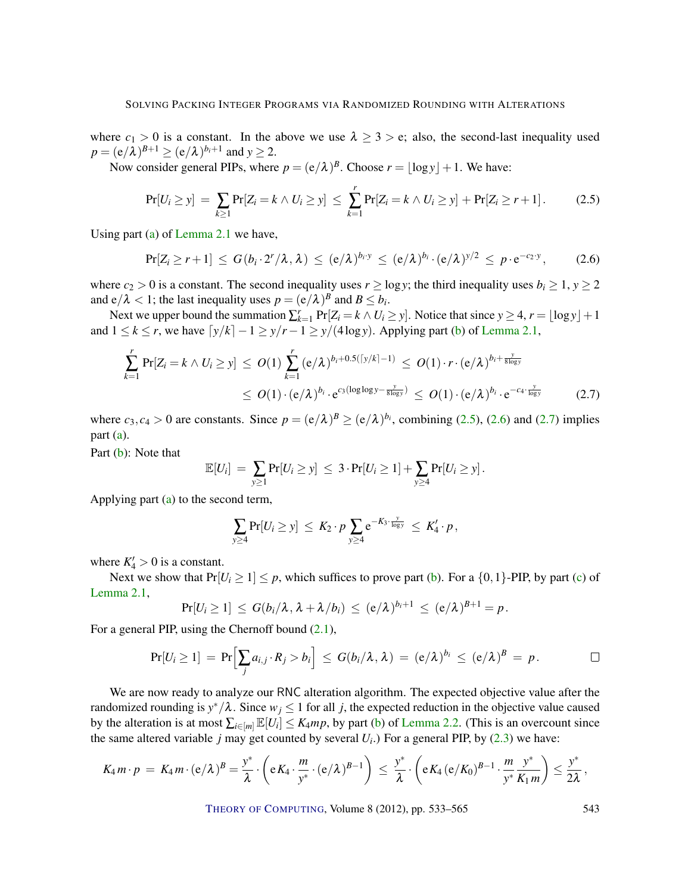where $c_1 > 0$ is a constant. In the above we use $\lambda \geq 3 > \mathrm{e}$; also, the second-last inequality used $p = (\mathrm{e}/\lambda)^{B+1} \geq (\mathrm{e}/\lambda)^{b_i+1}$ and $y \geq 2$.

Now consider general PIPs, where $p = (\mathrm{e}/\lambda)^B$. Choose $r = \lfloor \log y \rfloor + 1$. We have:

$$\Pr[U_i \geq y] \;=\; \sum_{k \geq 1} \Pr[Z_i = k \wedge U_i \geq y] \;\leq\; \sum_{k=1}^{r} \Pr[Z_i = k \wedge U_i \geq y] \;+\; \Pr[Z_i \geq r+1]\,. \tag{2.5}$$

Using part (a) of Lemma 2.1 we have,

$$\Pr[Z_i \geq r+1] \;\leq\; G(b_i \cdot 2^r/\lambda, \lambda) \;\leq\; (\mathrm{e}/\lambda)^{b_i \cdot y} \;\leq\; (\mathrm{e}/\lambda)^{b_i} \cdot (\mathrm{e}/\lambda)^{y/2} \;\leq\; p \cdot \mathrm{e}^{-c_2 \cdot y}, \tag{2.6}$$

where $c_2 > 0$ is a constant. The second inequality uses $r \geq \log y$; the third inequality uses $b_i \geq 1$, $y \geq 2$ and $\mathrm{e}/\lambda < 1$; the last inequality uses $p = (\mathrm{e}/\lambda)^B$ and $B \leq b_i$.

Next we upper bound the summation $\sum_{k=1}^{r} \Pr[Z_i = k \wedge U_i \geq y]$. Notice that since $y \geq 4$, $r = \lfloor \log y \rfloor + 1$ and $1 \leq k \leq r$, we have $\lceil y/k \rceil - 1 \geq y/r - 1 \geq y/(4 \log y)$. Applying part (b) of Lemma 2.1,

$$\begin{aligned}\sum_{k=1}^{r} \Pr[Z_i = k \wedge U_i \geq y] \;&\leq\; O(1) \sum_{k=1}^{r} (\mathrm{e}/\lambda)^{b_i + 0.5(\lceil y/k \rceil - 1)} \;\leq\; O(1) \cdot r \cdot (\mathrm{e}/\lambda)^{b_i + \frac{y}{8 \log y}} \\ &\leq\; O(1) \cdot (\mathrm{e}/\lambda)^{b_i} \cdot \mathrm{e}^{c_3 (\log\log y - \frac{y}{8 \log y})} \;\leq\; O(1) \cdot (\mathrm{e}/\lambda)^{b_i} \cdot \mathrm{e}^{-c_4 \cdot \frac{y}{\log y}}\end{aligned} \tag{2.7}$$

where $c_3, c_4 > 0$ are constants. Since $p = (\mathrm{e}/\lambda)^B \geq (\mathrm{e}/\lambda)^{b_i}$, combining (2.5), (2.6) and (2.7) implies part (a).

Part (b): Note that

$$\mathbb{E}[U_i] \;=\; \sum_{y \geq 1} \Pr[U_i \geq y] \;\leq\; 3 \cdot \Pr[U_i \geq 1] + \sum_{y \geq 4} \Pr[U_i \geq y]\,.$$

Applying part (a) to the second term,

$$\sum_{y \geq 4} \Pr[U_i \geq y] \;\leq\; K_2 \cdot p \sum_{y \geq 4} \mathrm{e}^{-K_3 \cdot \frac{y}{\log y}} \;\leq\; K_4' \cdot p\,,$$

where $K_4' > 0$ is a constant.

Next we show that $\Pr[U_i \geq 1] \leq p$, which suffices to prove part (b). For a $\{0,1\}$-PIP, by part (c) of Lemma 2.1,

$$\Pr[U_i \geq 1] \;\leq\; G(b_i/\lambda, \lambda + \lambda/b_i) \;\leq\; (\mathrm{e}/\lambda)^{b_i+1} \;\leq\; (\mathrm{e}/\lambda)^{B+1} = p\,.$$

For a general PIP, using the Chernoff bound (2.1),

$$\Pr[U_i \geq 1] \;=\; \Pr\Big[\sum_j a_{i,j} \cdot R_j > b_i\Big] \;\leq\; G(b_i/\lambda, \lambda) \;=\; (\mathrm{e}/\lambda)^{b_i} \;\leq\; (\mathrm{e}/\lambda)^B \;=\; p\,. \qquad \square$$

We are now ready to analyze our RNC alteration algorithm. The expected objective value after the randomized rounding is $y^*/\lambda$. Since $w_j \leq 1$ for all $j$, the expected reduction in the objective value caused by the alteration is at most $\sum_{i \in [m]} \mathbb{E}[U_i] \leq K_4 m p$, by part (b) of Lemma 2.2. (This is an overcount since the same altered variable $j$ may get counted by several $U_i$.) For a general PIP, by (2.3) we have:

$$K_4\, m \cdot p \;=\; K_4\, m \cdot (\mathrm{e}/\lambda)^B = \frac{y^*}{\lambda} \cdot \left( \mathrm{e}\, K_4 \cdot \frac{m}{y^*} \cdot (\mathrm{e}/\lambda)^{B-1} \right) \;\leq\; \frac{y^*}{\lambda} \cdot \left( \mathrm{e}\, K_4\, (\mathrm{e}/K_0)^{B-1} \cdot \frac{m}{y^*} \frac{y^*}{K_1\, m} \right) \leq \frac{y^*}{2\lambda}\,,$$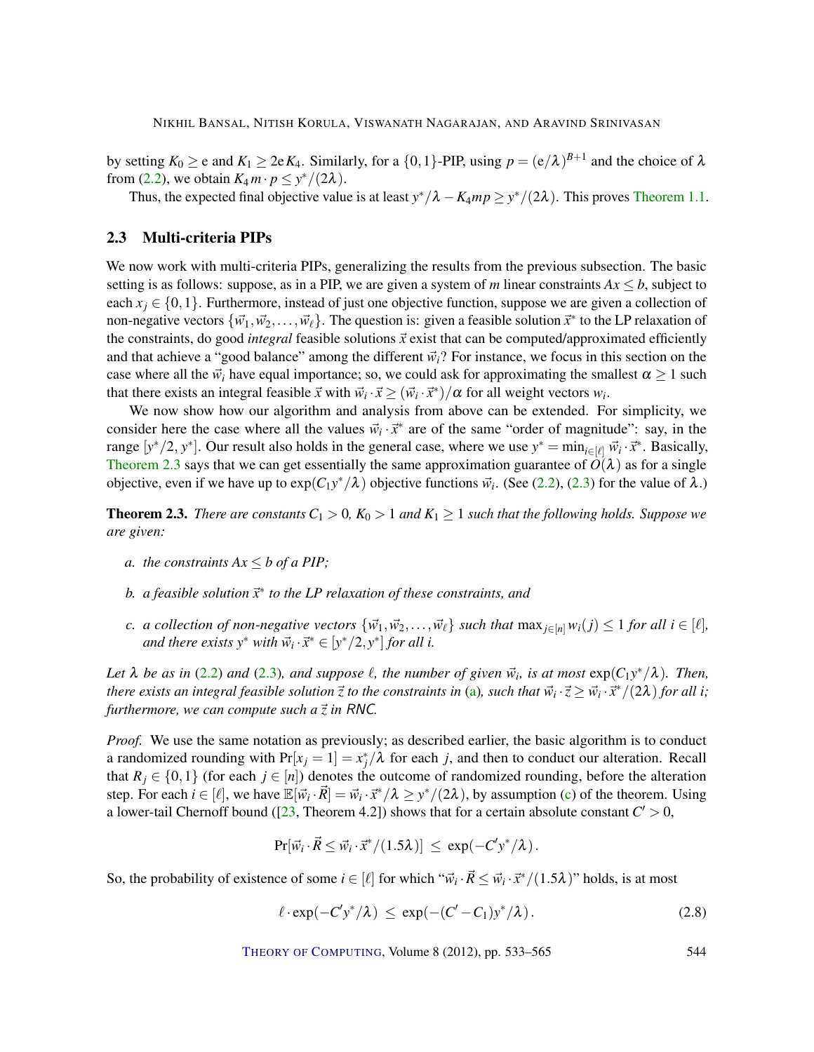by setting $K_0 \geq \mathrm{e}$ and $K_1 \geq 2\mathrm{e}K_4$. Similarly, for a $\{0,1\}$-PIP, using $p = (\mathrm{e}/\lambda)^{B+1}$ and the choice of $\lambda$ from (2.2), we obtain $K_4 m \cdot p \leq y^*/(2\lambda)$.

Thus, the expected final objective value is at least $y^*/\lambda - K_4 mp \geq y^*/(2\lambda)$. This proves Theorem 1.1.

## 2.3 Multi-criteria PIPs

We now work with multi-criteria PIPs, generalizing the results from the previous subsection. The basic setting is as follows: suppose, as in a PIP, we are given a system of $m$ linear constraints $Ax \leq b$, subject to each $x_j \in \{0,1\}$. Furthermore, instead of just one objective function, suppose we are given a collection of non-negative vectors $\{\vec{w}_1, \vec{w}_2, \ldots, \vec{w}_\ell\}$. The question is: given a feasible solution $\vec{x}^*$ to the LP relaxation of the constraints, do good *integral* feasible solutions $\vec{x}$ exist that can be computed/approximated efficiently and that achieve a "good balance" among the different $\vec{w}_i$? For instance, we focus in this section on the case where all the $\vec{w}_i$ have equal importance; so, we could ask for approximating the smallest $\alpha \geq 1$ such that there exists an integral feasible $\vec{x}$ with $\vec{w}_i \cdot \vec{x} \geq (\vec{w}_i \cdot \vec{x}^*)/\alpha$ for all weight vectors $w_i$.

We now show how our algorithm and analysis from above can be extended. For simplicity, we consider here the case where all the values $\vec{w}_i \cdot \vec{x}^*$ are of the same "order of magnitude": say, in the range $[y^*/2, y^*]$. Our result also holds in the general case, where we use $y^* = \min_{i \in [\ell]} \vec{w}_i \cdot \vec{x}^*$. Basically, Theorem 2.3 says that we can get essentially the same approximation guarantee of $O(\lambda)$ as for a single objective, even if we have up to $\exp(C_1 y^*/\lambda)$ objective functions $\vec{w}_i$. (See (2.2), (2.3) for the value of $\lambda$.)

**Theorem 2.3.** *There are constants $C_1 > 0$, $K_0 > 1$ and $K_1 \geq 1$ such that the following holds. Suppose we are given:*

- *a. the constraints $Ax \leq b$ of a PIP;*
- *b. a feasible solution $\vec{x}^*$ to the LP relaxation of these constraints, and*
- *c. a collection of non-negative vectors $\{\vec{w}_1, \vec{w}_2, \ldots, \vec{w}_\ell\}$ such that $\max_{j \in [n]} w_i(j) \leq 1$ for all $i \in [\ell]$, and there exists $y^*$ with $\vec{w}_i \cdot \vec{x}^* \in [y^*/2, y^*]$ for all $i$.*

*Let $\lambda$ be as in (2.2) and (2.3), and suppose $\ell$, the number of given $\vec{w}_i$, is at most $\exp(C_1 y^*/\lambda)$. Then, there exists an integral feasible solution $\vec{z}$ to the constraints in (a), such that $\vec{w}_i \cdot \vec{z} \geq \vec{w}_i \cdot \vec{x}^*/(2\lambda)$ for all $i$; furthermore, we can compute such a $\vec{z}$ in RNC.*

*Proof.* We use the same notation as previously; as described earlier, the basic algorithm is to conduct a randomized rounding with $\Pr[x_j = 1] = x_j^*/\lambda$ for each $j$, and then to conduct our alteration. Recall that $R_j \in \{0,1\}$ (for each $j \in [n]$) denotes the outcome of randomized rounding, before the alteration step. For each $i \in [\ell]$, we have $\mathbb{E}[\vec{w}_i \cdot \vec{R}] = \vec{w}_i \cdot \vec{x}^*/\lambda \geq y^*/(2\lambda)$, by assumption (c) of the theorem. Using a lower-tail Chernoff bound ([23, Theorem 4.2]) shows that for a certain absolute constant $C' > 0$,

$$\Pr[\vec{w}_i \cdot \vec{R} \leq \vec{w}_i \cdot \vec{x}^*/(1.5\lambda)] \leq \exp(-C' y^*/\lambda).$$

So, the probability of existence of some $i \in [\ell]$ for which "$\vec{w}_i \cdot \vec{R} \leq \vec{w}_i \cdot \vec{x}^*/(1.5\lambda)$" holds, is at most

$$\ell \cdot \exp(-C' y^*/\lambda) \leq \exp(-(C' - C_1) y^*/\lambda). \tag{2.8}$$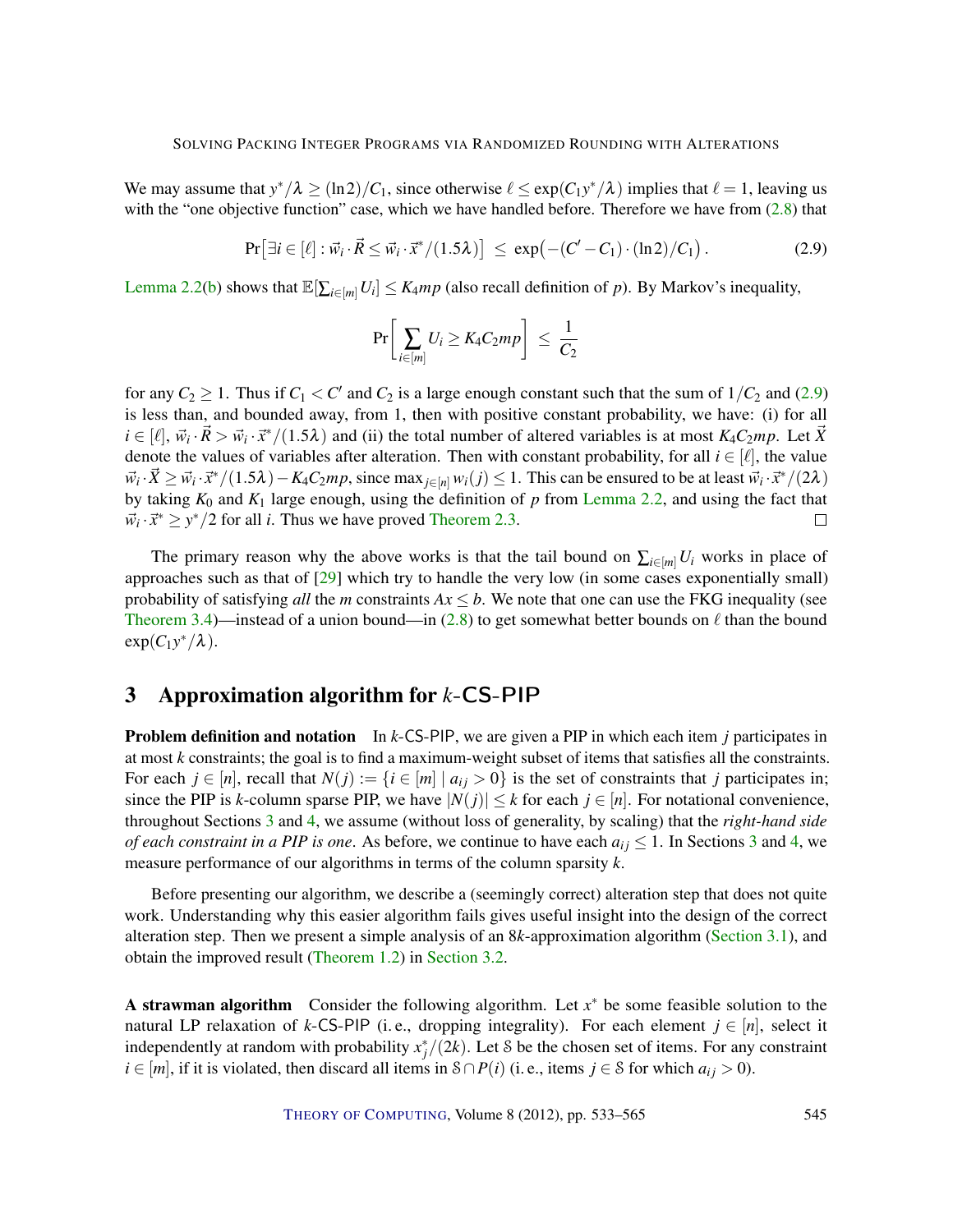We may assume that $y^*/\lambda \geq (\ln 2)/C_1$, since otherwise $\ell \leq \exp(C_1 y^*/\lambda)$ implies that $\ell = 1$, leaving us with the "one objective function" case, which we have handled before. Therefore we have from (2.8) that

$$\Pr\big[\exists i \in [\ell] : \vec{w}_i \cdot \vec{R} \leq \vec{w}_i \cdot \vec{x}^*/(1.5\lambda)\big] \;\leq\; \exp\big(-(C' - C_1)\cdot(\ln 2)/C_1\big)\,. \tag{2.9}$$

Lemma 2.2(b) shows that $\mathbb{E}[\sum_{i\in[m]} U_i] \leq K_4 mp$ (also recall definition of $p$). By Markov's inequality,

$$\Pr\left[\sum_{i\in[m]} U_i \geq K_4 C_2 mp\right] \;\leq\; \frac{1}{C_2}$$

for any $C_2 \geq 1$. Thus if $C_1 < C'$ and $C_2$ is a large enough constant such that the sum of $1/C_2$ and (2.9) is less than, and bounded away, from 1, then with positive constant probability, we have: (i) for all $i \in [\ell]$, $\vec{w}_i \cdot \vec{R} > \vec{w}_i \cdot \vec{x}^*/(1.5\lambda)$ and (ii) the total number of altered variables is at most $K_4 C_2 mp$. Let $\vec{X}$ denote the values of variables after alteration. Then with constant probability, for all $i \in [\ell]$, the value $\vec{w}_i \cdot \vec{X} \geq \vec{w}_i \cdot \vec{x}^*/(1.5\lambda) - K_4 C_2 mp$, since $\max_{j\in[n]} w_i(j) \leq 1$. This can be ensured to be at least $\vec{w}_i \cdot \vec{x}^*/(2\lambda)$ by taking $K_0$ and $K_1$ large enough, using the definition of $p$ from Lemma 2.2, and using the fact that $\vec{w}_i \cdot \vec{x}^* \geq y^*/2$ for all $i$. Thus we have proved Theorem 2.3. □

The primary reason why the above works is that the tail bound on $\sum_{i\in[m]} U_i$ works in place of approaches such as that of [29] which try to handle the very low (in some cases exponentially small) probability of satisfying *all* the $m$ constraints $Ax \leq b$. We note that one can use the FKG inequality (see Theorem 3.4)—instead of a union bound—in (2.8) to get somewhat better bounds on $\ell$ than the bound $\exp(C_1 y^*/\lambda)$.

## 3 Approximation algorithm for $k$-CS-PIP

**Problem definition and notation** In $k$-CS-PIP, we are given a PIP in which each item $j$ participates in at most $k$ constraints; the goal is to find a maximum-weight subset of items that satisfies all the constraints. For each $j \in [n]$, recall that $N(j) := \{i \in [m] \mid a_{ij} > 0\}$ is the set of constraints that $j$ participates in; since the PIP is $k$-column sparse PIP, we have $|N(j)| \leq k$ for each $j \in [n]$. For notational convenience, throughout Sections 3 and 4, we assume (without loss of generality, by scaling) that the *right-hand side of each constraint in a PIP is one*. As before, we continue to have each $a_{ij} \leq 1$. In Sections 3 and 4, we measure performance of our algorithms in terms of the column sparsity $k$.

Before presenting our algorithm, we describe a (seemingly correct) alteration step that does not quite work. Understanding why this easier algorithm fails gives useful insight into the design of the correct alteration step. Then we present a simple analysis of an $8k$-approximation algorithm (Section 3.1), and obtain the improved result (Theorem 1.2) in Section 3.2.

**A strawman algorithm** Consider the following algorithm. Let $x^*$ be some feasible solution to the natural LP relaxation of $k$-CS-PIP (i. e., dropping integrality). For each element $j \in [n]$, select it independently at random with probability $x_j^*/(2k)$. Let $\mathcal{S}$ be the chosen set of items. For any constraint $i \in [m]$, if it is violated, then discard all items in $\mathcal{S} \cap P(i)$ (i. e., items $j \in \mathcal{S}$ for which $a_{ij} > 0$).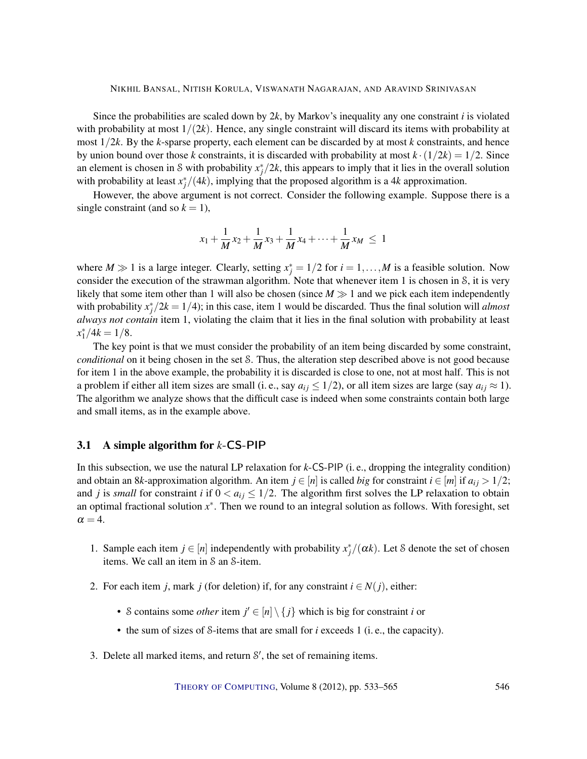Since the probabilities are scaled down by $2k$, by Markov's inequality any one constraint $i$ is violated with probability at most $1/(2k)$. Hence, any single constraint will discard its items with probability at most $1/2k$. By the $k$-sparse property, each element can be discarded by at most $k$ constraints, and hence by union bound over those $k$ constraints, it is discarded with probability at most $k \cdot (1/2k) = 1/2$. Since an element is chosen in $\mathcal{S}$ with probability $x_j^*/2k$, this appears to imply that it lies in the overall solution with probability at least $x_j^*/(4k)$, implying that the proposed algorithm is a $4k$ approximation.

However, the above argument is not correct. Consider the following example. Suppose there is a single constraint (and so $k = 1$),

$$x_1 + \frac{1}{M}x_2 + \frac{1}{M}x_3 + \frac{1}{M}x_4 + \cdots + \frac{1}{M}x_M \leq 1$$

where $M \gg 1$ is a large integer. Clearly, setting $x_j^* = 1/2$ for $i = 1, \ldots, M$ is a feasible solution. Now consider the execution of the strawman algorithm. Note that whenever item 1 is chosen in $\mathcal{S}$, it is very likely that some item other than 1 will also be chosen (since $M \gg 1$ and we pick each item independently with probability $x_j^*/2k = 1/4$); in this case, item 1 would be discarded. Thus the final solution will *almost always not contain* item 1, violating the claim that it lies in the final solution with probability at least $x_1^*/4k = 1/8$.

The key point is that we must consider the probability of an item being discarded by some constraint, *conditional* on it being chosen in the set $\mathcal{S}$. Thus, the alteration step described above is not good because for item 1 in the above example, the probability it is discarded is close to one, not at most half. This is not a problem if either all item sizes are small (i. e., say $a_{ij} \leq 1/2$), or all item sizes are large (say $a_{ij} \approx 1$). The algorithm we analyze shows that the difficult case is indeed when some constraints contain both large and small items, as in the example above.

## 3.1 A simple algorithm for $k$-CS-PIP

In this subsection, we use the natural LP relaxation for $k$-CS-PIP (i. e., dropping the integrality condition) and obtain an $8k$-approximation algorithm. An item $j \in [n]$ is called *big* for constraint $i \in [m]$ if $a_{ij} > 1/2$; and $j$ is *small* for constraint $i$ if $0 < a_{ij} \leq 1/2$. The algorithm first solves the LP relaxation to obtain an optimal fractional solution $x^*$. Then we round to an integral solution as follows. With foresight, set $\alpha = 4$.

1. Sample each item $j \in [n]$ independently with probability $x_j^*/(\alpha k)$. Let $\mathcal{S}$ denote the set of chosen items. We call an item in $\mathcal{S}$ an $\mathcal{S}$-item.

2. For each item $j$, mark $j$ (for deletion) if, for any constraint $i \in N(j)$, either:

   - $\mathcal{S}$ contains some *other* item $j' \in [n] \setminus \{j\}$ which is big for constraint $i$ or
   - the sum of sizes of $\mathcal{S}$-items that are small for $i$ exceeds 1 (i. e., the capacity).

3. Delete all marked items, and return $\mathcal{S}'$, the set of remaining items.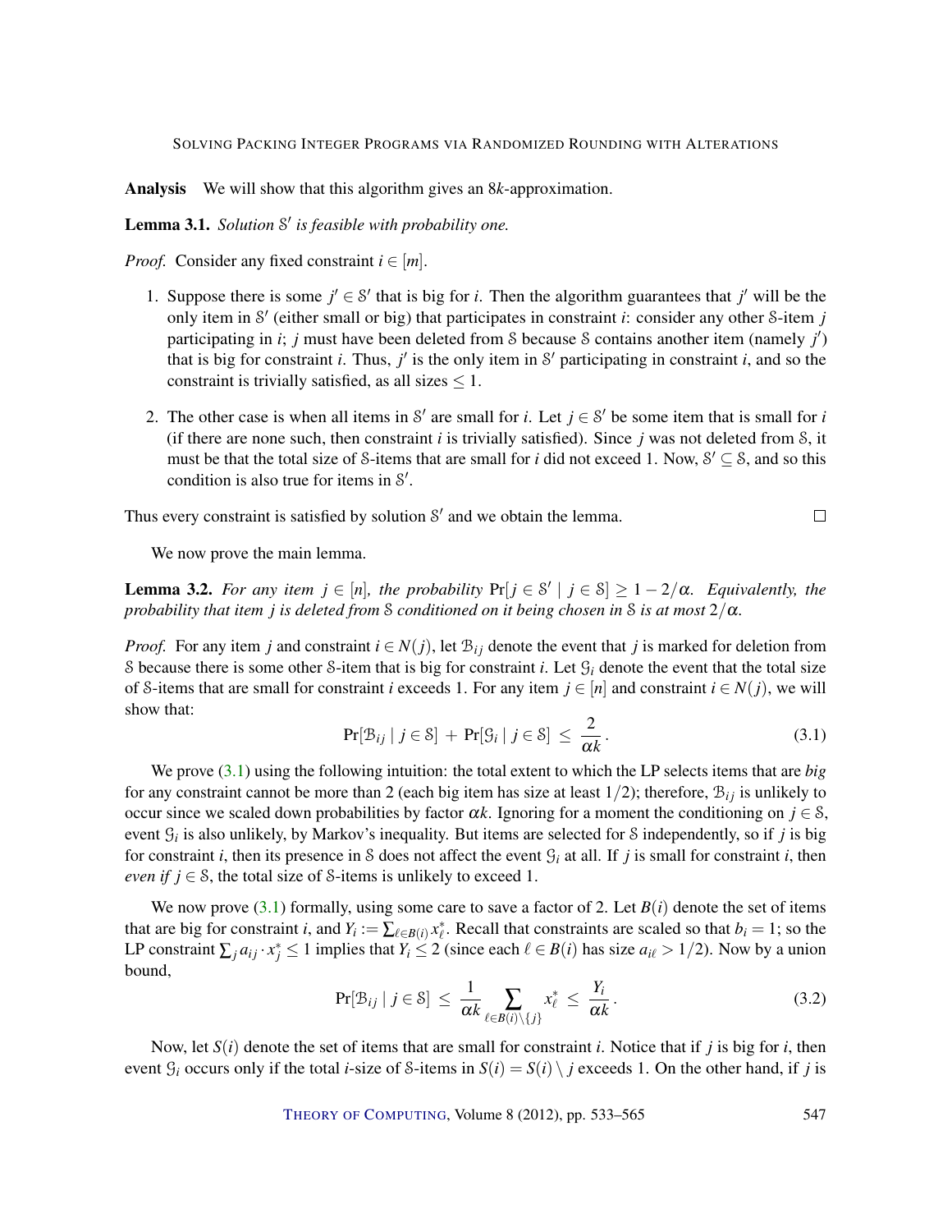**Analysis** We will show that this algorithm gives an $8k$-approximation.

**Lemma 3.1.** *Solution $\mathcal{S}'$ is feasible with probability one.*

*Proof.* Consider any fixed constraint $i \in [m]$.

1. Suppose there is some $j' \in \mathcal{S}'$ that is big for $i$. Then the algorithm guarantees that $j'$ will be the only item in $\mathcal{S}'$ (either small or big) that participates in constraint $i$: consider any other $\mathcal{S}$-item $j$ participating in $i$; $j$ must have been deleted from $\mathcal{S}$ because $\mathcal{S}$ contains another item (namely $j'$) that is big for constraint $i$. Thus, $j'$ is the only item in $\mathcal{S}'$ participating in constraint $i$, and so the constraint is trivially satisfied, as all sizes $\leq 1$.

2. The other case is when all items in $\mathcal{S}'$ are small for $i$. Let $j \in \mathcal{S}'$ be some item that is small for $i$ (if there are none such, then constraint $i$ is trivially satisfied). Since $j$ was not deleted from $\mathcal{S}$, it must be that the total size of $\mathcal{S}$-items that are small for $i$ did not exceed 1. Now, $\mathcal{S}' \subseteq \mathcal{S}$, and so this condition is also true for items in $\mathcal{S}'$.

Thus every constraint is satisfied by solution $\mathcal{S}'$ and we obtain the lemma. □

We now prove the main lemma.

**Lemma 3.2.** *For any item $j \in [n]$, the probability $\Pr[j \in \mathcal{S}' \mid j \in \mathcal{S}] \geq 1 - 2/\alpha$. Equivalently, the probability that item $j$ is deleted from $\mathcal{S}$ conditioned on it being chosen in $\mathcal{S}$ is at most $2/\alpha$.*

*Proof.* For any item $j$ and constraint $i \in N(j)$, let $\mathcal{B}_{ij}$ denote the event that $j$ is marked for deletion from $\mathcal{S}$ because there is some other $\mathcal{S}$-item that is big for constraint $i$. Let $\mathcal{G}_i$ denote the event that the total size of $\mathcal{S}$-items that are small for constraint $i$ exceeds 1. For any item $j \in [n]$ and constraint $i \in N(j)$, we will show that:

$$\Pr[\mathcal{B}_{ij} \mid j \in \mathcal{S}] + \Pr[\mathcal{G}_i \mid j \in \mathcal{S}] \leq \frac{2}{\alpha k}. \tag{3.1}$$

We prove (3.1) using the following intuition: the total extent to which the LP selects items that are *big* for any constraint cannot be more than 2 (each big item has size at least $1/2$); therefore, $\mathcal{B}_{ij}$ is unlikely to occur since we scaled down probabilities by factor $\alpha k$. Ignoring for a moment the conditioning on $j \in \mathcal{S}$, event $\mathcal{G}_i$ is also unlikely, by Markov's inequality. But items are selected for $\mathcal{S}$ independently, so if $j$ is big for constraint $i$, then its presence in $\mathcal{S}$ does not affect the event $\mathcal{G}_i$ at all. If $j$ is small for constraint $i$, then *even if* $j \in \mathcal{S}$, the total size of $\mathcal{S}$-items is unlikely to exceed 1.

We now prove (3.1) formally, using some care to save a factor of 2. Let $B(i)$ denote the set of items that are big for constraint $i$, and $Y_i := \sum_{\ell \in B(i)} x^*_\ell$. Recall that constraints are scaled so that $b_i = 1$; so the LP constraint $\sum_j a_{ij} \cdot x^*_j \leq 1$ implies that $Y_i \leq 2$ (since each $\ell \in B(i)$ has size $a_{i\ell} > 1/2$). Now by a union bound,

$$\Pr[\mathcal{B}_{ij} \mid j \in \mathcal{S}] \leq \frac{1}{\alpha k} \sum_{\ell \in B(i) \setminus \{j\}} x^*_\ell \leq \frac{Y_i}{\alpha k}. \tag{3.2}$$

Now, let $S(i)$ denote the set of items that are small for constraint $i$. Notice that if $j$ is big for $i$, then event $\mathcal{G}_i$ occurs only if the total $i$-size of $\mathcal{S}$-items in $S(i) = S(i) \setminus j$ exceeds 1. On the other hand, if $j$ is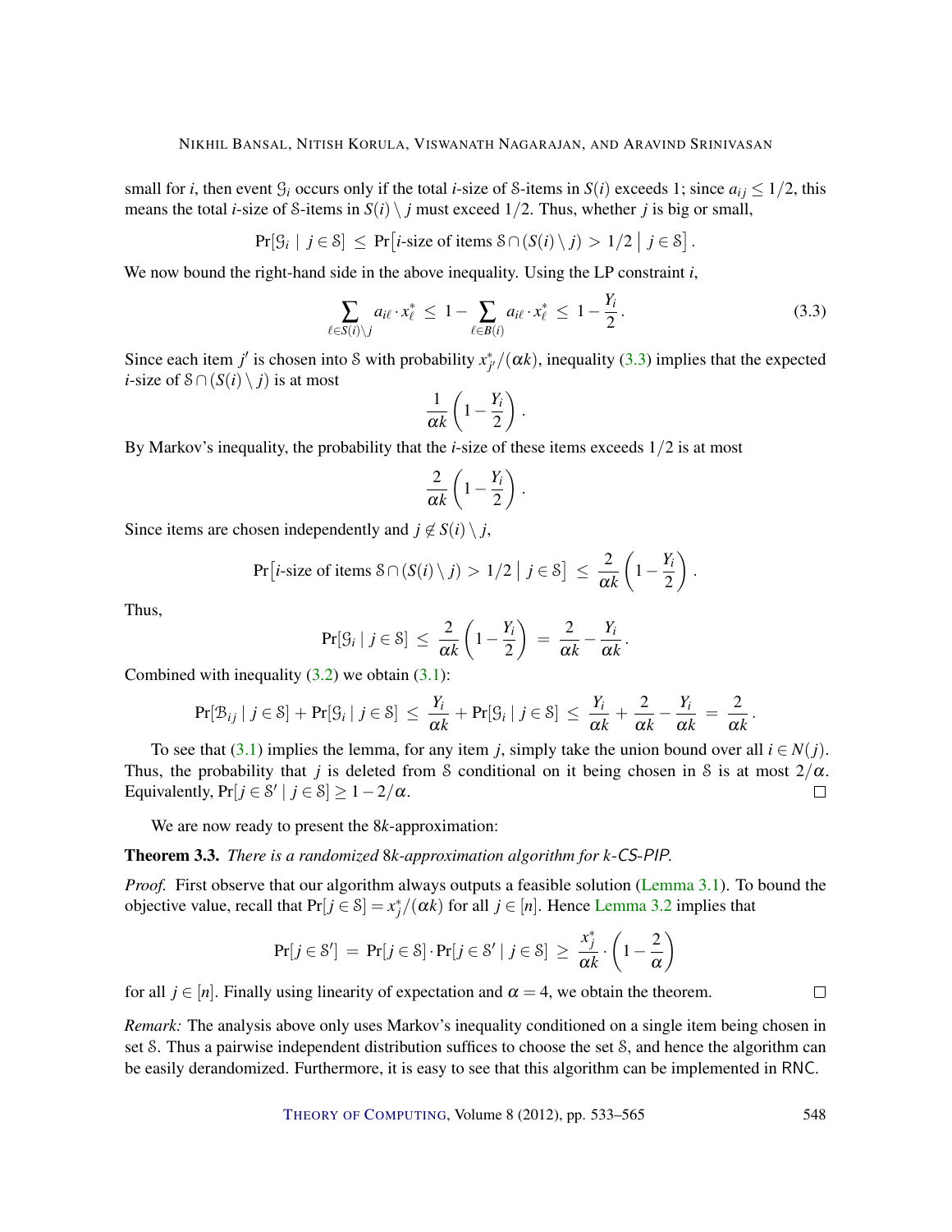small for $i$, then event $\mathcal{G}_i$ occurs only if the total $i$-size of $\mathcal{S}$-items in $S(i)$ exceeds 1; since $a_{ij} \le 1/2$, this means the total $i$-size of $\mathcal{S}$-items in $S(i) \setminus j$ must exceed $1/2$. Thus, whether $j$ is big or small,

$$\Pr[\mathcal{G}_i \mid j \in \mathcal{S}] \le \Pr\big[i\text{-size of items } \mathcal{S} \cap (S(i) \setminus j) > 1/2 \,\big|\, j \in \mathcal{S}\big].$$

We now bound the right-hand side in the above inequality. Using the LP constraint $i$,

$$\sum_{\ell \in S(i) \setminus j} a_{i\ell} \cdot x^*_\ell \le 1 - \sum_{\ell \in B(i)} a_{i\ell} \cdot x^*_\ell \le 1 - \frac{Y_i}{2}. \tag{3.3}$$

Since each item $j'$ is chosen into $\mathcal{S}$ with probability $x^*_{j'}/(\alpha k)$, inequality (3.3) implies that the expected $i$-size of $\mathcal{S} \cap (S(i) \setminus j)$ is at most

$$\frac{1}{\alpha k}\left(1 - \frac{Y_i}{2}\right).$$

By Markov's inequality, the probability that the $i$-size of these items exceeds $1/2$ is at most

$$\frac{2}{\alpha k}\left(1 - \frac{Y_i}{2}\right).$$

Since items are chosen independently and $j \notin S(i) \setminus j$,

$$\Pr\big[i\text{-size of items } \mathcal{S} \cap (S(i) \setminus j) > 1/2 \,\big|\, j \in \mathcal{S}\big] \le \frac{2}{\alpha k}\left(1 - \frac{Y_i}{2}\right).$$

Thus,

$$\Pr[\mathcal{G}_i \mid j \in \mathcal{S}] \le \frac{2}{\alpha k}\left(1 - \frac{Y_i}{2}\right) = \frac{2}{\alpha k} - \frac{Y_i}{\alpha k}.$$

Combined with inequality (3.2) we obtain (3.1):

$$\Pr[\mathcal{B}_{ij} \mid j \in \mathcal{S}] + \Pr[\mathcal{G}_i \mid j \in \mathcal{S}] \le \frac{Y_i}{\alpha k} + \Pr[\mathcal{G}_i \mid j \in \mathcal{S}] \le \frac{Y_i}{\alpha k} + \frac{2}{\alpha k} - \frac{Y_i}{\alpha k} = \frac{2}{\alpha k}.$$

To see that (3.1) implies the lemma, for any item $j$, simply take the union bound over all $i \in N(j)$. Thus, the probability that $j$ is deleted from $\mathcal{S}$ conditional on it being chosen in $\mathcal{S}$ is at most $2/\alpha$. Equivalently, $\Pr[j \in \mathcal{S}' \mid j \in \mathcal{S}] \ge 1 - 2/\alpha$. ◻

We are now ready to present the $8k$-approximation:

**Theorem 3.3.** *There is a randomized* $8k$*-approximation algorithm for* $k$*-CS-PIP.*

*Proof.* First observe that our algorithm always outputs a feasible solution (Lemma 3.1). To bound the objective value, recall that $\Pr[j \in \mathcal{S}] = x^*_j/(\alpha k)$ for all $j \in [n]$. Hence Lemma 3.2 implies that

$$\Pr[j \in \mathcal{S}'] = \Pr[j \in \mathcal{S}] \cdot \Pr[j \in \mathcal{S}' \mid j \in \mathcal{S}] \ge \frac{x^*_j}{\alpha k} \cdot \left(1 - \frac{2}{\alpha}\right)$$

for all $j \in [n]$. Finally using linearity of expectation and $\alpha = 4$, we obtain the theorem. ◻

*Remark:* The analysis above only uses Markov's inequality conditioned on a single item being chosen in set $\mathcal{S}$. Thus a pairwise independent distribution suffices to choose the set $\mathcal{S}$, and hence the algorithm can be easily derandomized. Furthermore, it is easy to see that this algorithm can be implemented in RNC.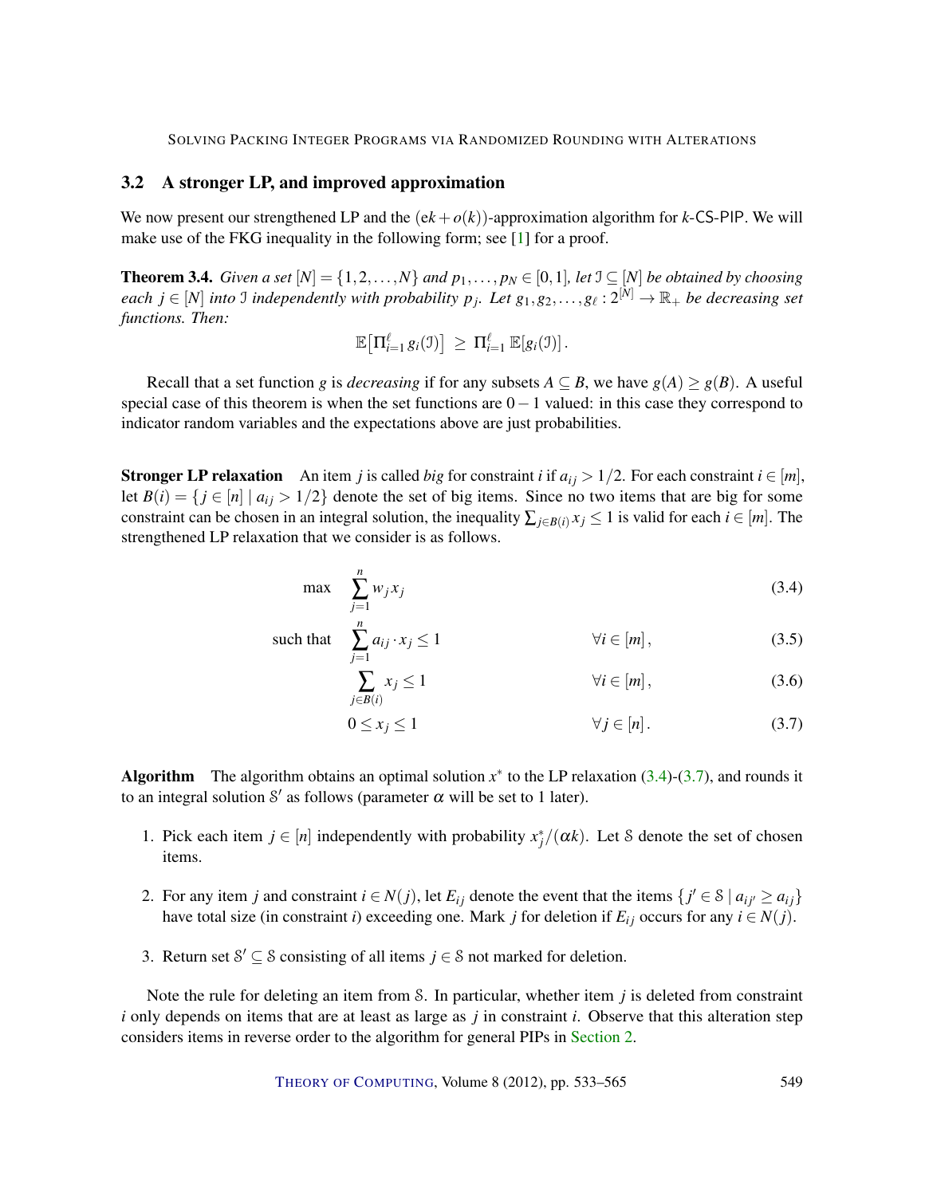## 3.2 A stronger LP, and improved approximation

We now present our strengthened LP and the $(ek + o(k))$-approximation algorithm for $k$-CS-PIP. We will make use of the FKG inequality in the following form; see [1] for a proof.

**Theorem 3.4.** *Given a set* $[N] = \{1, 2, \ldots, N\}$ *and* $p_1, \ldots, p_N \in [0, 1]$*, let* $\mathcal{I} \subseteq [N]$ *be obtained by choosing each* $j \in [N]$ *into* $\mathcal{I}$ *independently with probability* $p_j$*. Let* $g_1, g_2, \ldots, g_\ell : 2^{[N]} \to \mathbb{R}_+$ *be decreasing set functions. Then:*

$$\mathbb{E}\left[\Pi_{i=1}^{\ell} g_i(\mathcal{I})\right] \geq \Pi_{i=1}^{\ell} \mathbb{E}[g_i(\mathcal{I})].$$

Recall that a set function $g$ is *decreasing* if for any subsets $A \subseteq B$, we have $g(A) \geq g(B)$. A useful special case of this theorem is when the set functions are $0-1$ valued: in this case they correspond to indicator random variables and the expectations above are just probabilities.

**Stronger LP relaxation** An item $j$ is called *big* for constraint $i$ if $a_{ij} > 1/2$. For each constraint $i \in [m]$, let $B(i) = \{j \in [n] \mid a_{ij} > 1/2\}$ denote the set of big items. Since no two items that are big for some constraint can be chosen in an integral solution, the inequality $\sum_{j \in B(i)} x_j \leq 1$ is valid for each $i \in [m]$. The strengthened LP relaxation that we consider is as follows.

$$\max \quad \sum_{j=1}^{n} w_j x_j \tag{3.4}$$

$$\text{such that} \quad \sum_{j=1}^{n} a_{ij} \cdot x_j \leq 1 \qquad \forall i \in [m], \tag{3.5}$$

$$\sum_{j \in B(i)} x_j \leq 1 \qquad \forall i \in [m], \tag{3.6}$$

$$0 \leq x_j \leq 1 \qquad \forall j \in [n]. \tag{3.7}$$

**Algorithm** The algorithm obtains an optimal solution $x^*$ to the LP relaxation (3.4)-(3.7), and rounds it to an integral solution $\mathcal{S}'$ as follows (parameter $\alpha$ will be set to 1 later).

1. Pick each item $j \in [n]$ independently with probability $x_j^*/(\alpha k)$. Let $\mathcal{S}$ denote the set of chosen items.
2. For any item $j$ and constraint $i \in N(j)$, let $E_{ij}$ denote the event that the items $\{j' \in \mathcal{S} \mid a_{ij'} \geq a_{ij}\}$ have total size (in constraint $i$) exceeding one. Mark $j$ for deletion if $E_{ij}$ occurs for any $i \in N(j)$.
3. Return set $\mathcal{S}' \subseteq \mathcal{S}$ consisting of all items $j \in \mathcal{S}$ not marked for deletion.

Note the rule for deleting an item from $\mathcal{S}$. In particular, whether item $j$ is deleted from constraint $i$ only depends on items that are at least as large as $j$ in constraint $i$. Observe that this alteration step considers items in reverse order to the algorithm for general PIPs in Section 2.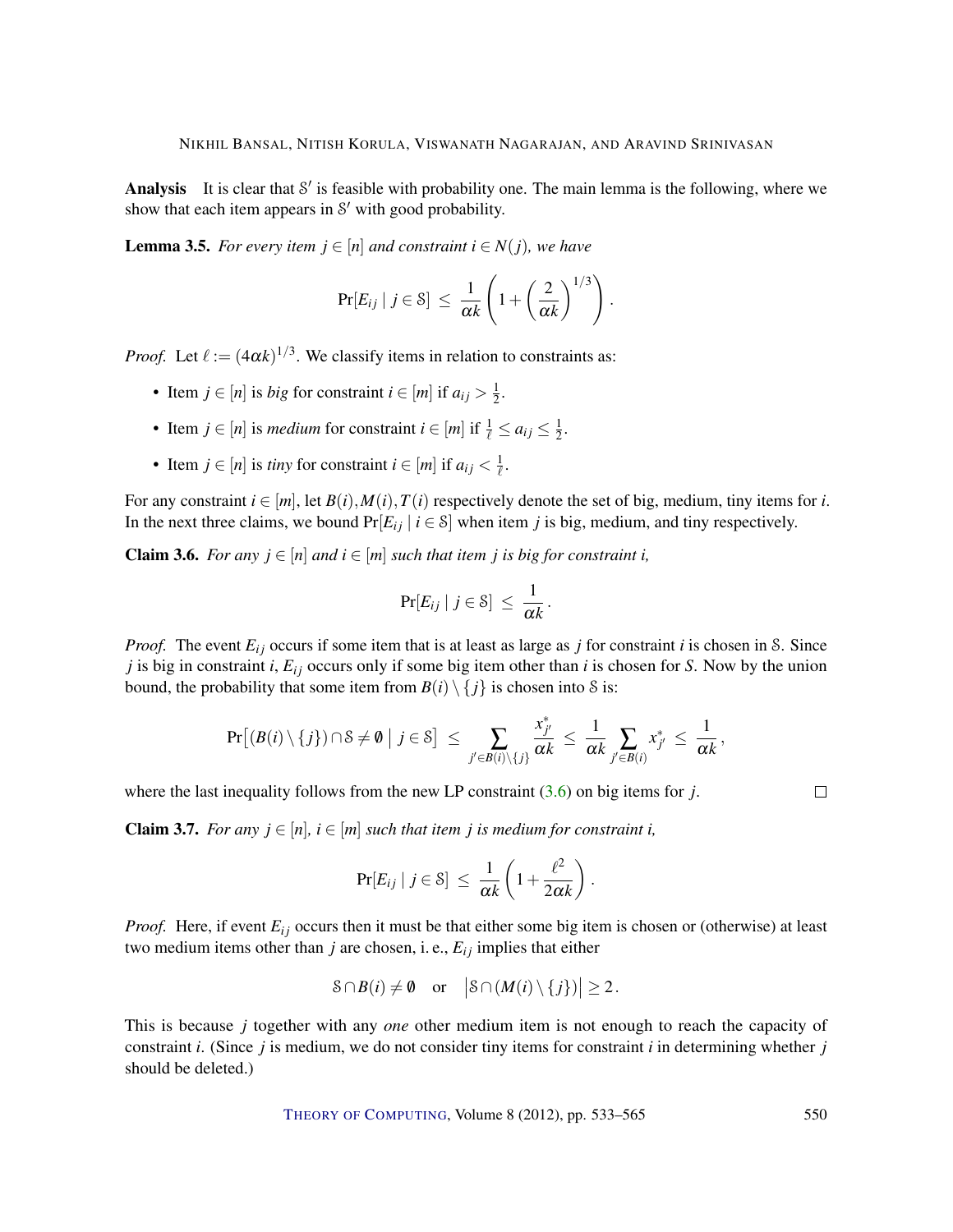**Analysis** It is clear that $\mathcal{S}'$ is feasible with probability one. The main lemma is the following, where we show that each item appears in $\mathcal{S}'$ with good probability.

**Lemma 3.5.** *For every item $j \in [n]$ and constraint $i \in N(j)$, we have*

$$\Pr[E_{ij} \mid j \in \mathcal{S}] \;\le\; \frac{1}{\alpha k}\left(1 + \left(\frac{2}{\alpha k}\right)^{1/3}\right).$$

*Proof.* Let $\ell := (4\alpha k)^{1/3}$. We classify items in relation to constraints as:

- Item $j \in [n]$ is *big* for constraint $i \in [m]$ if $a_{ij} > \frac{1}{2}$.
- Item $j \in [n]$ is *medium* for constraint $i \in [m]$ if $\frac{1}{\ell} \le a_{ij} \le \frac{1}{2}$.
- Item $j \in [n]$ is *tiny* for constraint $i \in [m]$ if $a_{ij} < \frac{1}{\ell}$.

For any constraint $i \in [m]$, let $B(i), M(i), T(i)$ respectively denote the set of big, medium, tiny items for $i$. In the next three claims, we bound $\Pr[E_{ij} \mid i \in \mathcal{S}]$ when item $j$ is big, medium, and tiny respectively.

**Claim 3.6.** *For any $j \in [n]$ and $i \in [m]$ such that item $j$ is big for constraint $i$,*

$$\Pr[E_{ij} \mid j \in \mathcal{S}] \;\le\; \frac{1}{\alpha k}.$$

*Proof.* The event $E_{ij}$ occurs if some item that is at least as large as $j$ for constraint $i$ is chosen in $\mathcal{S}$. Since $j$ is big in constraint $i$, $E_{ij}$ occurs only if some big item other than $i$ is chosen for $S$. Now by the union bound, the probability that some item from $B(i) \setminus \{j\}$ is chosen into $\mathcal{S}$ is:

$$\Pr\big[(B(i)\setminus\{j\}) \cap \mathcal{S} \ne \emptyset \;\big|\; j \in \mathcal{S}\big] \;\le\; \sum_{j' \in B(i)\setminus\{j\}} \frac{x^*_{j'}}{\alpha k} \;\le\; \frac{1}{\alpha k}\sum_{j' \in B(i)} x^*_{j'} \;\le\; \frac{1}{\alpha k},$$

where the last inequality follows from the new LP constraint (3.6) on big items for $j$. □

**Claim 3.7.** *For any $j \in [n]$, $i \in [m]$ such that item $j$ is medium for constraint $i$,*

$$\Pr[E_{ij} \mid j \in \mathcal{S}] \;\le\; \frac{1}{\alpha k}\left(1 + \frac{\ell^2}{2\alpha k}\right).$$

*Proof.* Here, if event $E_{ij}$ occurs then it must be that either some big item is chosen or (otherwise) at least two medium items other than $j$ are chosen, i. e., $E_{ij}$ implies that either

$$\mathcal{S} \cap B(i) \ne \emptyset \quad \text{or} \quad \big|\mathcal{S} \cap (M(i)\setminus\{j\})\big| \ge 2.$$

This is because $j$ together with any *one* other medium item is not enough to reach the capacity of constraint $i$. (Since $j$ is medium, we do not consider tiny items for constraint $i$ in determining whether $j$ should be deleted.)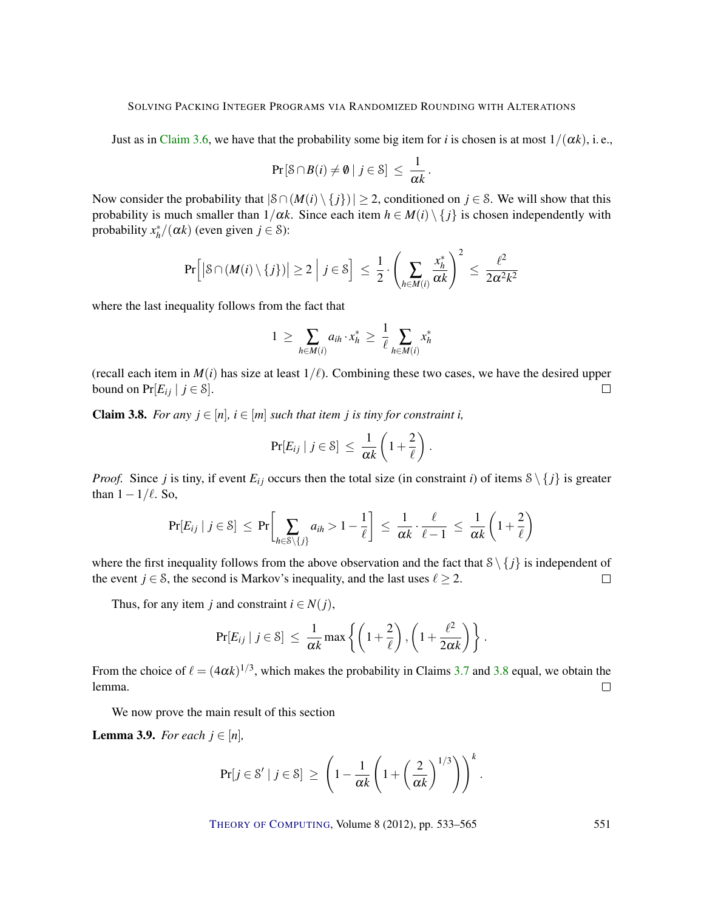Just as in Claim 3.6, we have that the probability some big item for $i$ is chosen is at most $1/(\alpha k)$, i. e.,

$$\Pr[\mathcal{S} \cap B(i) \neq \emptyset \mid j \in \mathcal{S}] \;\leq\; \frac{1}{\alpha k}\,.$$

Now consider the probability that $|\mathcal{S} \cap (M(i) \setminus \{j\})| \geq 2$, conditioned on $j \in \mathcal{S}$. We will show that this probability is much smaller than $1/\alpha k$. Since each item $h \in M(i) \setminus \{j\}$ is chosen independently with probability $x_h^*/(\alpha k)$ (even given $j \in \mathcal{S}$):

$$\Pr\Big[\big|\mathcal{S} \cap (M(i) \setminus \{j\})\big| \geq 2 \;\Big|\; j \in \mathcal{S}\Big] \;\leq\; \frac{1}{2} \cdot \left(\sum_{h \in M(i)} \frac{x_h^*}{\alpha k}\right)^2 \;\leq\; \frac{\ell^2}{2\alpha^2 k^2}$$

where the last inequality follows from the fact that

$$1 \;\geq\; \sum_{h \in M(i)} a_{ih} \cdot x_h^* \;\geq\; \frac{1}{\ell} \sum_{h \in M(i)} x_h^*$$

(recall each item in $M(i)$ has size at least $1/\ell$). Combining these two cases, we have the desired upper bound on $\Pr[E_{ij} \mid j \in \mathcal{S}]$. $\square$

**Claim 3.8.** *For any $j \in [n]$, $i \in [m]$ such that item $j$ is tiny for constraint $i$,*

$$\Pr[E_{ij} \mid j \in \mathcal{S}] \;\leq\; \frac{1}{\alpha k}\left(1 + \frac{2}{\ell}\right).$$

*Proof.* Since $j$ is tiny, if event $E_{ij}$ occurs then the total size (in constraint $i$) of items $\mathcal{S} \setminus \{j\}$ is greater than $1 - 1/\ell$. So,

$$\Pr[E_{ij} \mid j \in \mathcal{S}] \;\leq\; \Pr\left[\sum_{h \in \mathcal{S} \setminus \{j\}} a_{ih} > 1 - \frac{1}{\ell}\right] \;\leq\; \frac{1}{\alpha k} \cdot \frac{\ell}{\ell - 1} \;\leq\; \frac{1}{\alpha k}\left(1 + \frac{2}{\ell}\right)$$

where the first inequality follows from the above observation and the fact that $\mathcal{S} \setminus \{j\}$ is independent of the event $j \in \mathcal{S}$, the second is Markov's inequality, and the last uses $\ell \geq 2$. $\square$

Thus, for any item $j$ and constraint $i \in N(j)$,

$$\Pr[E_{ij} \mid j \in \mathcal{S}] \;\leq\; \frac{1}{\alpha k} \max\left\{\left(1 + \frac{2}{\ell}\right), \left(1 + \frac{\ell^2}{2\alpha k}\right)\right\}.$$

From the choice of $\ell = (4\alpha k)^{1/3}$, which makes the probability in Claims 3.7 and 3.8 equal, we obtain the lemma. $\square$

We now prove the main result of this section

**Lemma 3.9.** *For each $j \in [n]$,*

$$\Pr[j \in \mathcal{S}' \mid j \in \mathcal{S}] \;\geq\; \left(1 - \frac{1}{\alpha k}\left(1 + \left(\frac{2}{\alpha k}\right)^{1/3}\right)\right)^k.$$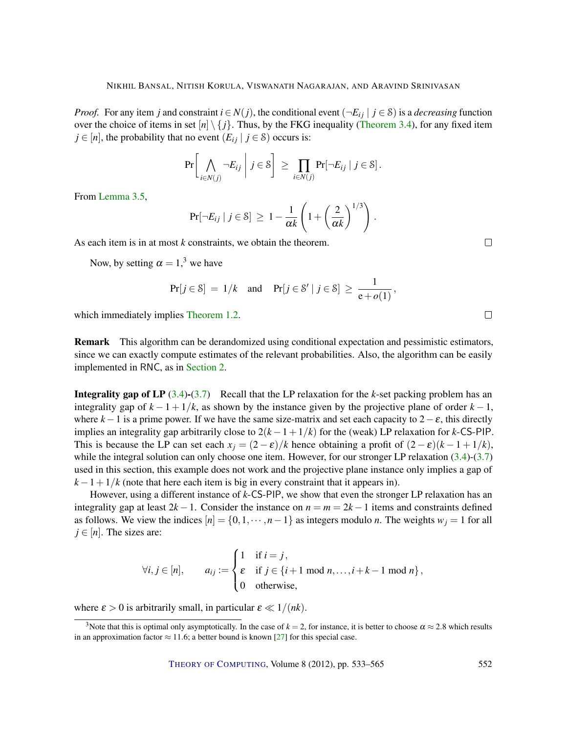*Proof.* For any item $j$ and constraint $i \in N(j)$, the conditional event $(\neg E_{ij} \mid j \in \mathcal{S})$ is a *decreasing* function over the choice of items in set $[n] \setminus \{j\}$. Thus, by the FKG inequality (Theorem 3.4), for any fixed item $j \in [n]$, the probability that no event $(E_{ij} \mid j \in \mathcal{S})$ occurs is:

$$\Pr\left[\bigwedge_{i \in N(j)} \neg E_{ij} \,\middle|\, j \in \mathcal{S}\right] \geq \prod_{i \in N(j)} \Pr[\neg E_{ij} \mid j \in \mathcal{S}].$$

From Lemma 3.5,

$$\Pr[\neg E_{ij} \mid j \in \mathcal{S}] \geq 1 - \frac{1}{\alpha k}\left(1 + \left(\frac{2}{\alpha k}\right)^{1/3}\right).$$

As each item is in at most $k$ constraints, we obtain the theorem. □

Now, by setting $\alpha = 1$,[3] we have

$$\Pr[j \in \mathcal{S}] = 1/k \quad \text{and} \quad \Pr[j \in \mathcal{S}' \mid j \in \mathcal{S}] \geq \frac{1}{\mathrm{e} + o(1)},$$

which immediately implies Theorem 1.2. □

**Remark** This algorithm can be derandomized using conditional expectation and pessimistic estimators, since we can exactly compute estimates of the relevant probabilities. Also, the algorithm can be easily implemented in RNC, as in Section 2.

**Integrality gap of LP (3.4)-(3.7)** Recall that the LP relaxation for the $k$-set packing problem has an integrality gap of $k - 1 + 1/k$, as shown by the instance given by the projective plane of order $k - 1$, where $k - 1$ is a prime power. If we have the same size-matrix and set each capacity to $2 - \varepsilon$, this directly implies an integrality gap arbitrarily close to $2(k - 1 + 1/k)$ for the (weak) LP relaxation for $k$-CS-PIP. This is because the LP can set each $x_j = (2 - \varepsilon)/k$ hence obtaining a profit of $(2 - \varepsilon)(k - 1 + 1/k)$, while the integral solution can only choose one item. However, for our stronger LP relaxation (3.4)-(3.7) used in this section, this example does not work and the projective plane instance only implies a gap of $k - 1 + 1/k$ (note that here each item is big in every constraint that it appears in).

However, using a different instance of $k$-CS-PIP, we show that even the stronger LP relaxation has an integrality gap at least $2k - 1$. Consider the instance on $n = m = 2k - 1$ items and constraints defined as follows. We view the indices $[n] = \{0, 1, \cdots, n - 1\}$ as integers modulo $n$. The weights $w_j = 1$ for all $j \in [n]$. The sizes are:

$$\forall i, j \in [n], \qquad a_{ij} := \begin{cases} 1 & \text{if } i = j, \\ \varepsilon & \text{if } j \in \{i + 1 \bmod n, \ldots, i + k - 1 \bmod n\}, \\ 0 & \text{otherwise,} \end{cases}$$

where $\varepsilon > 0$ is arbitrarily small, in particular $\varepsilon \ll 1/(nk)$.

[3] Note that this is optimal only asymptotically. In the case of $k = 2$, for instance, it is better to choose $\alpha \approx 2.8$ which results in an approximation factor $\approx 11.6$; a better bound is known [27] for this special case.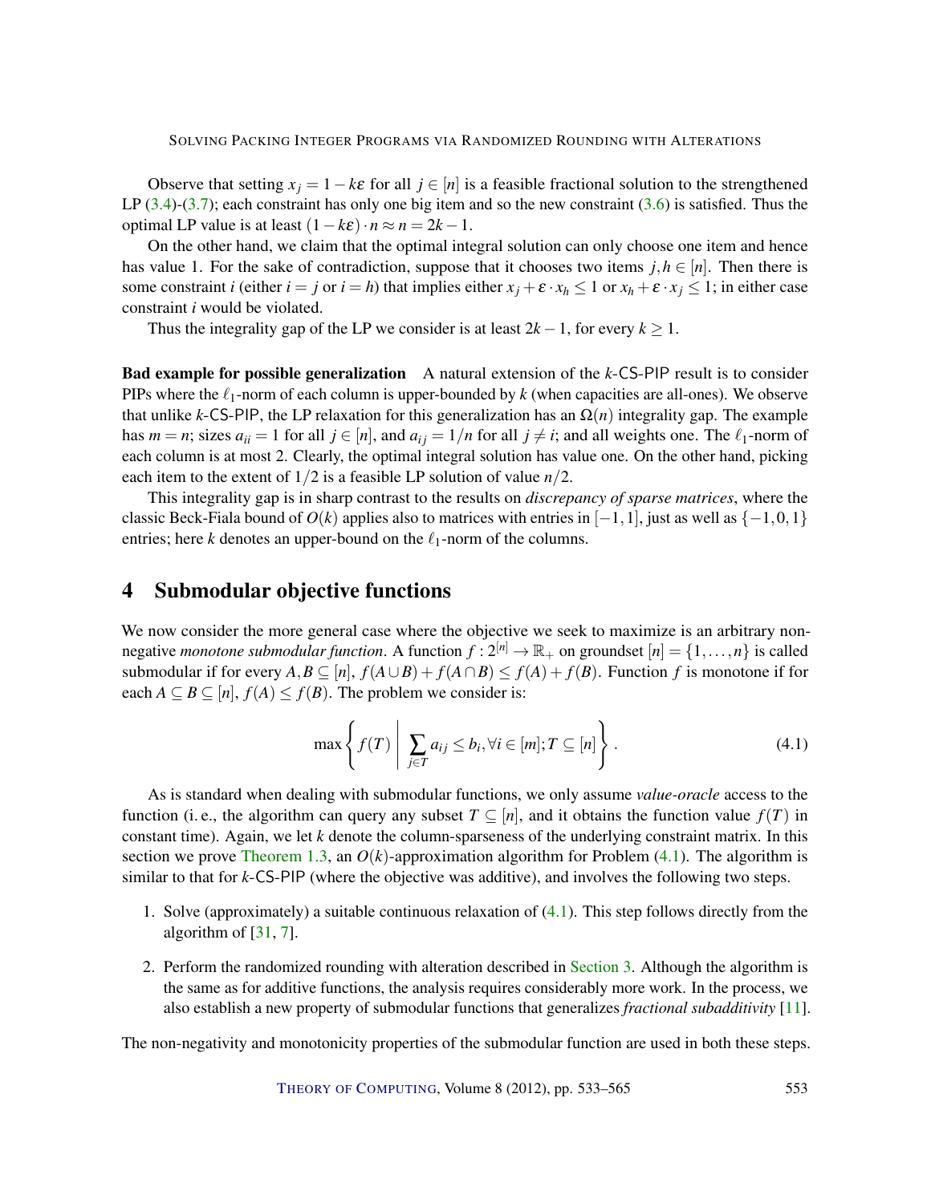Observe that setting $x_j = 1 - k\varepsilon$ for all $j \in [n]$ is a feasible fractional solution to the strengthened LP (3.4)-(3.7); each constraint has only one big item and so the new constraint (3.6) is satisfied. Thus the optimal LP value is at least $(1 - k\varepsilon) \cdot n \approx n = 2k - 1$.

On the other hand, we claim that the optimal integral solution can only choose one item and hence has value 1. For the sake of contradiction, suppose that it chooses two items $j, h \in [n]$. Then there is some constraint $i$ (either $i = j$ or $i = h$) that implies either $x_j + \varepsilon \cdot x_h \leq 1$ or $x_h + \varepsilon \cdot x_j \leq 1$; in either case constraint $i$ would be violated.

Thus the integrality gap of the LP we consider is at least $2k - 1$, for every $k \geq 1$.

**Bad example for possible generalization** A natural extension of the $k$-CS-PIP result is to consider PIPs where the $\ell_1$-norm of each column is upper-bounded by $k$ (when capacities are all-ones). We observe that unlike $k$-CS-PIP, the LP relaxation for this generalization has an $\Omega(n)$ integrality gap. The example has $m = n$; sizes $a_{ii} = 1$ for all $j \in [n]$, and $a_{ij} = 1/n$ for all $j \neq i$; and all weights one. The $\ell_1$-norm of each column is at most 2. Clearly, the optimal integral solution has value one. On the other hand, picking each item to the extent of $1/2$ is a feasible LP solution of value $n/2$.

This integrality gap is in sharp contrast to the results on *discrepancy of sparse matrices*, where the classic Beck-Fiala bound of $O(k)$ applies also to matrices with entries in $[-1, 1]$, just as well as $\{-1, 0, 1\}$ entries; here $k$ denotes an upper-bound on the $\ell_1$-norm of the columns.

# 4 Submodular objective functions

We now consider the more general case where the objective we seek to maximize is an arbitrary non-negative *monotone submodular function*. A function $f : 2^{[n]} \to \mathbb{R}_+$ on groundset $[n] = \{1, \ldots, n\}$ is called submodular if for every $A, B \subseteq [n]$, $f(A \cup B) + f(A \cap B) \leq f(A) + f(B)$. Function $f$ is monotone if for each $A \subseteq B \subseteq [n]$, $f(A) \leq f(B)$. The problem we consider is:

$$\max \left\{ f(T) \;\middle|\; \sum_{j \in T} a_{ij} \leq b_i, \forall i \in [m]; T \subseteq [n] \right\}. \tag{4.1}$$

As is standard when dealing with submodular functions, we only assume *value-oracle* access to the function (i. e., the algorithm can query any subset $T \subseteq [n]$, and it obtains the function value $f(T)$ in constant time). Again, we let $k$ denote the column-sparseness of the underlying constraint matrix. In this section we prove Theorem 1.3, an $O(k)$-approximation algorithm for Problem (4.1). The algorithm is similar to that for $k$-CS-PIP (where the objective was additive), and involves the following two steps.

1. Solve (approximately) a suitable continuous relaxation of (4.1). This step follows directly from the algorithm of [31, 7].
2. Perform the randomized rounding with alteration described in Section 3. Although the algorithm is the same as for additive functions, the analysis requires considerably more work. In the process, we also establish a new property of submodular functions that generalizes *fractional subadditivity* [11].

The non-negativity and monotonicity properties of the submodular function are used in both these steps.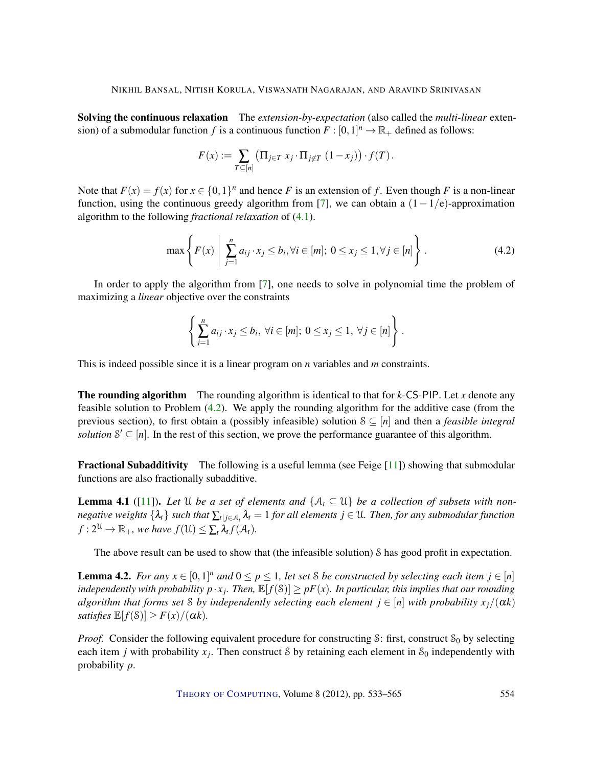**Solving the continuous relaxation** The *extension-by-expectation* (also called the *multi-linear* extension) of a submodular function $f$ is a continuous function $F : [0,1]^n \to \mathbb{R}_+$ defined as follows:

$$F(x) := \sum_{T \subseteq [n]} \left( \Pi_{j \in T}\, x_j \cdot \Pi_{j \notin T}\, (1 - x_j) \right) \cdot f(T)\,.$$

Note that $F(x) = f(x)$ for $x \in \{0,1\}^n$ and hence $F$ is an extension of $f$. Even though $F$ is a non-linear function, using the continuous greedy algorithm from [7], we can obtain a $(1 - 1/e)$-approximation algorithm to the following *fractional relaxation* of (4.1).

$$\max \left\{ F(x) \;\middle|\; \sum_{j=1}^{n} a_{ij} \cdot x_j \le b_i, \forall i \in [m];\; 0 \le x_j \le 1, \forall j \in [n] \right\}. \tag{4.2}$$

In order to apply the algorithm from [7], one needs to solve in polynomial time the problem of maximizing a *linear* objective over the constraints

$$\left\{ \sum_{j=1}^{n} a_{ij} \cdot x_j \le b_i,\; \forall i \in [m];\; 0 \le x_j \le 1,\; \forall j \in [n] \right\}.$$

This is indeed possible since it is a linear program on $n$ variables and $m$ constraints.

**The rounding algorithm** The rounding algorithm is identical to that for $k$-CS-PIP. Let $x$ denote any feasible solution to Problem (4.2). We apply the rounding algorithm for the additive case (from the previous section), to first obtain a (possibly infeasible) solution $\mathcal{S} \subseteq [n]$ and then a *feasible integral solution* $\mathcal{S}' \subseteq [n]$. In the rest of this section, we prove the performance guarantee of this algorithm.

**Fractional Subadditivity** The following is a useful lemma (see Feige [11]) showing that submodular functions are also fractionally subadditive.

**Lemma 4.1** ([11]). *Let $\mathcal{U}$ be a set of elements and $\{\mathcal{A}_t \subseteq \mathcal{U}\}$ be a collection of subsets with non-negative weights $\{\lambda_t\}$ such that $\sum_{t | j \in \mathcal{A}_t} \lambda_t = 1$ for all elements $j \in \mathcal{U}$. Then, for any submodular function $f : 2^{\mathcal{U}} \to \mathbb{R}_+$, we have $f(\mathcal{U}) \le \sum_t \lambda_t f(\mathcal{A}_t)$.*

The above result can be used to show that (the infeasible solution) $\mathcal{S}$ has good profit in expectation.

**Lemma 4.2.** *For any $x \in [0,1]^n$ and $0 \le p \le 1$, let set $\mathcal{S}$ be constructed by selecting each item $j \in [n]$ independently with probability $p \cdot x_j$. Then, $\mathbb{E}[f(\mathcal{S})] \ge pF(x)$. In particular, this implies that our rounding algorithm that forms set $\mathcal{S}$ by independently selecting each element $j \in [n]$ with probability $x_j/(\alpha k)$ satisfies $\mathbb{E}[f(\mathcal{S})] \ge F(x)/(\alpha k)$.*

*Proof.* Consider the following equivalent procedure for constructing $\mathcal{S}$: first, construct $\mathcal{S}_0$ by selecting each item $j$ with probability $x_j$. Then construct $\mathcal{S}$ by retaining each element in $\mathcal{S}_0$ independently with probability $p$.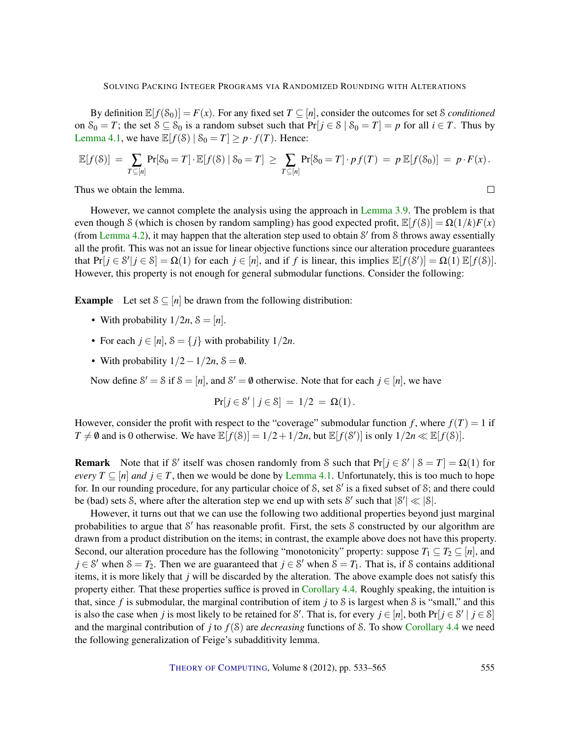By definition $\mathbb{E}[f(\mathcal{S}_0)] = F(x)$. For any fixed set $T \subseteq [n]$, consider the outcomes for set $\mathcal{S}$ *conditioned* on $\mathcal{S}_0 = T$; the set $\mathcal{S} \subseteq \mathcal{S}_0$ is a random subset such that $\Pr[j \in \mathcal{S} \mid \mathcal{S}_0 = T] = p$ for all $i \in T$. Thus by Lemma 4.1, we have $\mathbb{E}[f(\mathcal{S}) \mid \mathcal{S}_0 = T] \geq p \cdot f(T)$. Hence:

$$\mathbb{E}[f(\mathcal{S})] \;=\; \sum_{T \subseteq [n]} \Pr[\mathcal{S}_0 = T] \cdot \mathbb{E}[f(\mathcal{S}) \mid \mathcal{S}_0 = T] \;\geq\; \sum_{T \subseteq [n]} \Pr[\mathcal{S}_0 = T] \cdot p\, f(T) \;=\; p\, \mathbb{E}[f(\mathcal{S}_0)] \;=\; p \cdot F(x)\,.$$

Thus we obtain the lemma. □

However, we cannot complete the analysis using the approach in Lemma 3.9. The problem is that even though $\mathcal{S}$ (which is chosen by random sampling) has good expected profit, $\mathbb{E}[f(\mathcal{S})] = \Omega(1/k)F(x)$ (from Lemma 4.2), it may happen that the alteration step used to obtain $\mathcal{S}'$ from $\mathcal{S}$ throws away essentially all the profit. This was not an issue for linear objective functions since our alteration procedure guarantees that $\Pr[j \in \mathcal{S}' | j \in \mathcal{S}] = \Omega(1)$ for each $j \in [n]$, and if $f$ is linear, this implies $\mathbb{E}[f(\mathcal{S}')] = \Omega(1)\,\mathbb{E}[f(\mathcal{S})]$. However, this property is not enough for general submodular functions. Consider the following:

**Example** Let set $\mathcal{S} \subseteq [n]$ be drawn from the following distribution:

- With probability $1/2n$, $\mathcal{S} = [n]$.
- For each $j \in [n]$, $\mathcal{S} = \{j\}$ with probability $1/2n$.
- With probability $1/2 - 1/2n$, $\mathcal{S} = \emptyset$.

Now define $\mathcal{S}' = \mathcal{S}$ if $\mathcal{S} = [n]$, and $\mathcal{S}' = \emptyset$ otherwise. Note that for each $j \in [n]$, we have

$$\Pr[j \in \mathcal{S}' \mid j \in \mathcal{S}] \;=\; 1/2 \;=\; \Omega(1)\,.$$

However, consider the profit with respect to the "coverage" submodular function $f$, where $f(T) = 1$ if $T \neq \emptyset$ and is 0 otherwise. We have $\mathbb{E}[f(\mathcal{S})] = 1/2 + 1/2n$, but $\mathbb{E}[f(\mathcal{S}')]$ is only $1/2n \ll \mathbb{E}[f(\mathcal{S})]$.

**Remark** Note that if $\mathcal{S}'$ itself was chosen randomly from $\mathcal{S}$ such that $\Pr[j \in \mathcal{S}' \mid \mathcal{S} = T] = \Omega(1)$ for *every* $T \subseteq [n]$ *and* $j \in T$, then we would be done by Lemma 4.1. Unfortunately, this is too much to hope for. In our rounding procedure, for any particular choice of $\mathcal{S}$, set $\mathcal{S}'$ is a fixed subset of $\mathcal{S}$; and there could be (bad) sets $\mathcal{S}$, where after the alteration step we end up with sets $\mathcal{S}'$ such that $|\mathcal{S}'| \ll |\mathcal{S}|$.

However, it turns out that we can use the following two additional properties beyond just marginal probabilities to argue that $\mathcal{S}'$ has reasonable profit. First, the sets $\mathcal{S}$ constructed by our algorithm are drawn from a product distribution on the items; in contrast, the example above does not have this property. Second, our alteration procedure has the following "monotonicity" property: suppose $T_1 \subseteq T_2 \subseteq [n]$, and $j \in \mathcal{S}'$ when $\mathcal{S} = T_2$. Then we are guaranteed that $j \in \mathcal{S}'$ when $\mathcal{S} = T_1$. That is, if $\mathcal{S}$ contains additional items, it is more likely that $j$ will be discarded by the alteration. The above example does not satisfy this property either. That these properties suffice is proved in Corollary 4.4. Roughly speaking, the intuition is that, since $f$ is submodular, the marginal contribution of item $j$ to $\mathcal{S}$ is largest when $\mathcal{S}$ is "small," and this is also the case when $j$ is most likely to be retained for $\mathcal{S}'$. That is, for every $j \in [n]$, both $\Pr[j \in \mathcal{S}' \mid j \in \mathcal{S}]$ and the marginal contribution of $j$ to $f(\mathcal{S})$ are *decreasing* functions of $\mathcal{S}$. To show Corollary 4.4 we need the following generalization of Feige's subadditivity lemma.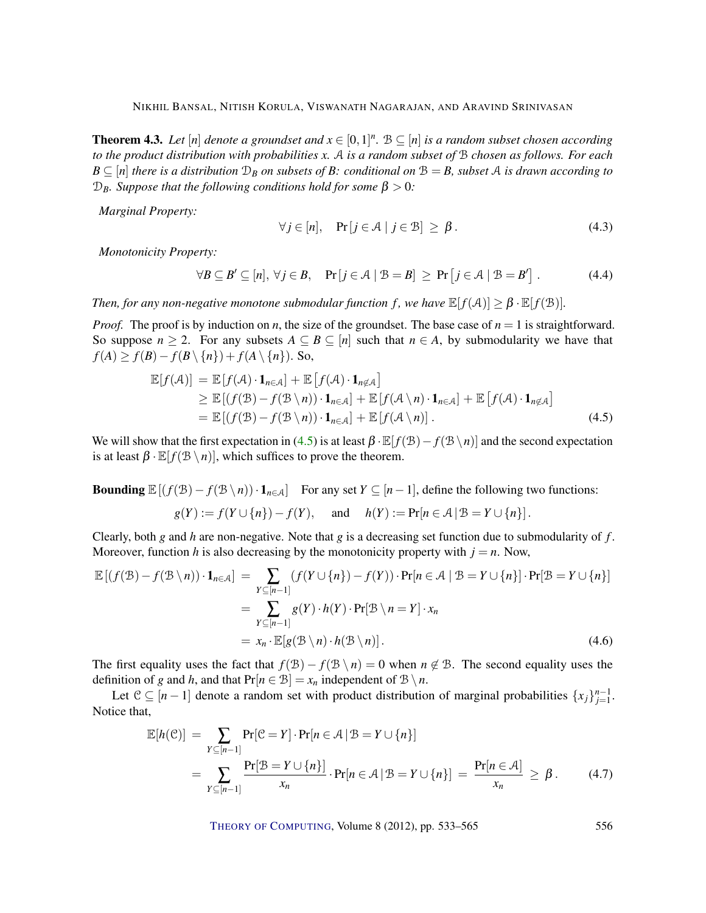**Theorem 4.3.** *Let $[n]$ denote a groundset and $x \in [0,1]^n$. $\mathcal{B} \subseteq [n]$ is a random subset chosen according to the product distribution with probabilities $x$. $\mathcal{A}$ is a random subset of $\mathcal{B}$ chosen as follows. For each $B \subseteq [n]$ there is a distribution $\mathcal{D}_B$ on subsets of $B$: conditional on $\mathcal{B} = B$, subset $\mathcal{A}$ is drawn according to $\mathcal{D}_B$. Suppose that the following conditions hold for some $\beta > 0$:*

*Marginal Property:*

$$\forall j \in [n], \quad \Pr[j \in \mathcal{A} \mid j \in \mathcal{B}] \geq \beta. \tag{4.3}$$

*Monotonicity Property:*

$$\forall B \subseteq B' \subseteq [n],\ \forall j \in B, \quad \Pr[j \in \mathcal{A} \mid \mathcal{B} = B] \geq \Pr[j \in \mathcal{A} \mid \mathcal{B} = B']. \tag{4.4}$$

*Then, for any non-negative monotone submodular function $f$, we have $\mathbb{E}[f(\mathcal{A})] \geq \beta \cdot \mathbb{E}[f(\mathcal{B})]$.*

*Proof.* The proof is by induction on $n$, the size of the groundset. The base case of $n = 1$ is straightforward. So suppose $n \geq 2$. For any subsets $A \subseteq B \subseteq [n]$ such that $n \in A$, by submodularity we have that $f(A) \geq f(B) - f(B \setminus \{n\}) + f(A \setminus \{n\})$. So,

$$\begin{aligned}
\mathbb{E}[f(\mathcal{A})] &= \mathbb{E}[f(\mathcal{A}) \cdot \mathbf{1}_{n \in \mathcal{A}}] + \mathbb{E}\left[f(\mathcal{A}) \cdot \mathbf{1}_{n \notin \mathcal{A}}\right] \\
&\geq \mathbb{E}[(f(\mathcal{B}) - f(\mathcal{B} \setminus n)) \cdot \mathbf{1}_{n \in \mathcal{A}}] + \mathbb{E}[f(\mathcal{A} \setminus n) \cdot \mathbf{1}_{n \in \mathcal{A}}] + \mathbb{E}\left[f(\mathcal{A}) \cdot \mathbf{1}_{n \notin \mathcal{A}}\right] \\
&= \mathbb{E}[(f(\mathcal{B}) - f(\mathcal{B} \setminus n)) \cdot \mathbf{1}_{n \in \mathcal{A}}] + \mathbb{E}[f(\mathcal{A} \setminus n)]. 
\end{aligned} \tag{4.5}$$

We will show that the first expectation in (4.5) is at least $\beta \cdot \mathbb{E}[f(\mathcal{B}) - f(\mathcal{B} \setminus n)]$ and the second expectation is at least $\beta \cdot \mathbb{E}[f(\mathcal{B} \setminus n)]$, which suffices to prove the theorem.

**Bounding $\mathbb{E}[(f(\mathcal{B}) - f(\mathcal{B} \setminus n)) \cdot \mathbf{1}_{n \in \mathcal{A}}]$** For any set $Y \subseteq [n-1]$, define the following two functions:

$$g(Y) := f(Y \cup \{n\}) - f(Y), \quad \text{and} \quad h(Y) := \Pr[n \in \mathcal{A} \mid \mathcal{B} = Y \cup \{n\}].$$

Clearly, both $g$ and $h$ are non-negative. Note that $g$ is a decreasing set function due to submodularity of $f$. Moreover, function $h$ is also decreasing by the monotonicity property with $j = n$. Now,

$$\begin{aligned}
\mathbb{E}[(f(\mathcal{B}) - f(\mathcal{B} \setminus n)) \cdot \mathbf{1}_{n \in \mathcal{A}}] &= \sum_{Y \subseteq [n-1]} (f(Y \cup \{n\}) - f(Y)) \cdot \Pr[n \in \mathcal{A} \mid \mathcal{B} = Y \cup \{n\}] \cdot \Pr[\mathcal{B} = Y \cup \{n\}] \\
&= \sum_{Y \subseteq [n-1]} g(Y) \cdot h(Y) \cdot \Pr[\mathcal{B} \setminus n = Y] \cdot x_n \\
&= x_n \cdot \mathbb{E}[g(\mathcal{B} \setminus n) \cdot h(\mathcal{B} \setminus n)].
\end{aligned} \tag{4.6}$$

The first equality uses the fact that $f(\mathcal{B}) - f(\mathcal{B} \setminus n) = 0$ when $n \notin \mathcal{B}$. The second equality uses the definition of $g$ and $h$, and that $\Pr[n \in \mathcal{B}] = x_n$ independent of $\mathcal{B} \setminus n$.

Let $\mathcal{C} \subseteq [n-1]$ denote a random set with product distribution of marginal probabilities $\{x_j\}_{j=1}^{n-1}$. Notice that,

$$\begin{aligned}
\mathbb{E}[h(\mathcal{C})] &= \sum_{Y \subseteq [n-1]} \Pr[\mathcal{C} = Y] \cdot \Pr[n \in \mathcal{A} \mid \mathcal{B} = Y \cup \{n\}] \\
&= \sum_{Y \subseteq [n-1]} \frac{\Pr[\mathcal{B} = Y \cup \{n\}]}{x_n} \cdot \Pr[n \in \mathcal{A} \mid \mathcal{B} = Y \cup \{n\}] = \frac{\Pr[n \in \mathcal{A}]}{x_n} \geq \beta.
\end{aligned} \tag{4.7}$$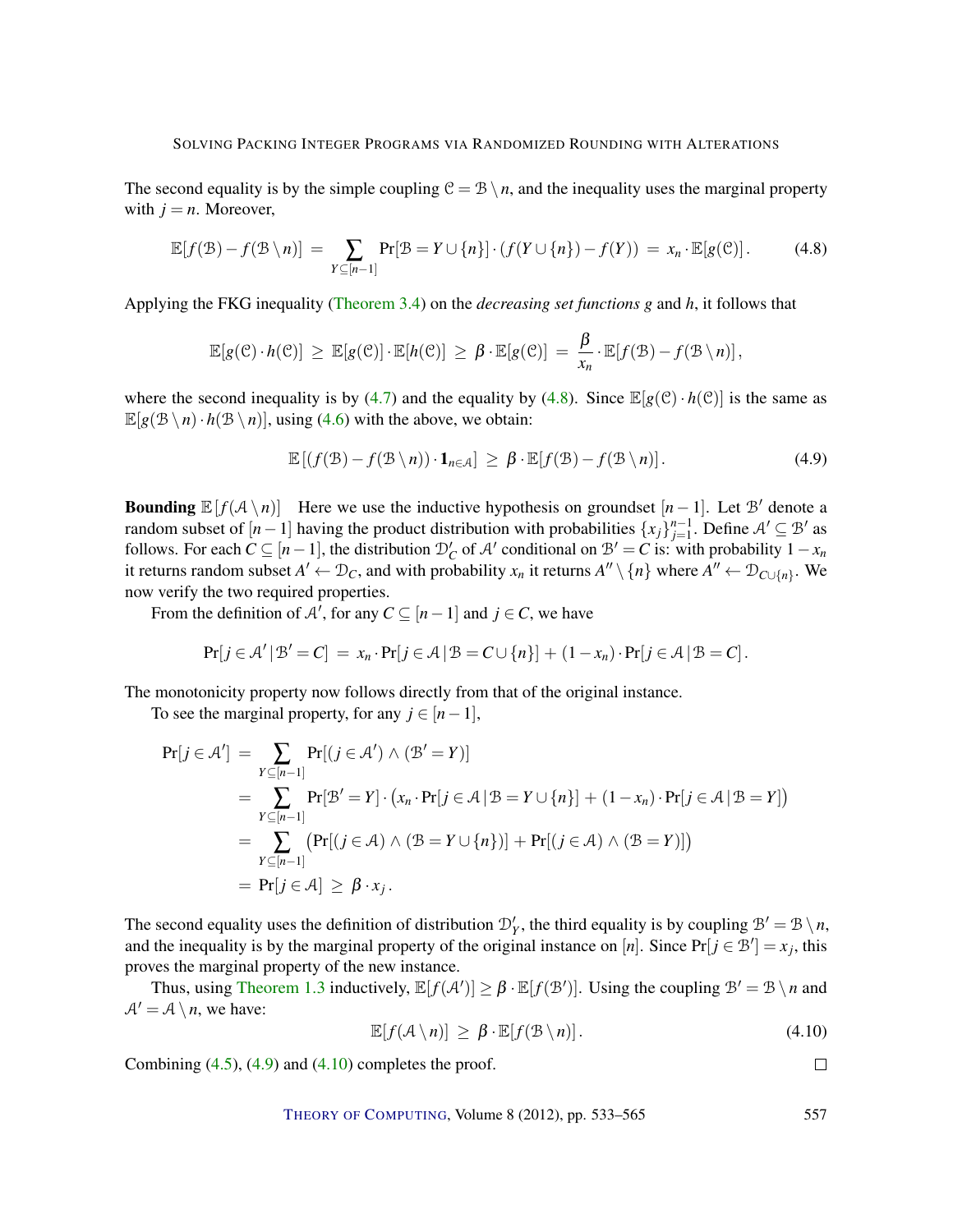The second equality is by the simple coupling $\mathcal{C} = \mathcal{B} \setminus n$, and the inequality uses the marginal property with $j = n$. Moreover,

$$\mathbb{E}[f(\mathcal{B}) - f(\mathcal{B} \setminus n)] \;=\; \sum_{Y \subseteq [n-1]} \Pr[\mathcal{B} = Y \cup \{n\}] \cdot \left(f(Y \cup \{n\}) - f(Y)\right) \;=\; x_n \cdot \mathbb{E}[g(\mathcal{C})]\,. \tag{4.8}$$

Applying the FKG inequality (Theorem 3.4) on the *decreasing set functions* $g$ and $h$, it follows that

$$\mathbb{E}[g(\mathcal{C}) \cdot h(\mathcal{C})] \;\geq\; \mathbb{E}[g(\mathcal{C})] \cdot \mathbb{E}[h(\mathcal{C})] \;\geq\; \beta \cdot \mathbb{E}[g(\mathcal{C})] \;=\; \frac{\beta}{x_n} \cdot \mathbb{E}[f(\mathcal{B}) - f(\mathcal{B} \setminus n)]\,,$$

where the second inequality is by (4.7) and the equality by (4.8). Since $\mathbb{E}[g(\mathcal{C}) \cdot h(\mathcal{C})]$ is the same as $\mathbb{E}[g(\mathcal{B} \setminus n) \cdot h(\mathcal{B} \setminus n)]$, using (4.6) with the above, we obtain:

$$\mathbb{E}\left[(f(\mathcal{B}) - f(\mathcal{B} \setminus n)) \cdot \mathbf{1}_{n \in \mathcal{A}}\right] \;\geq\; \beta \cdot \mathbb{E}[f(\mathcal{B}) - f(\mathcal{B} \setminus n)]\,. \tag{4.9}$$

**Bounding** $\mathbb{E}\left[f(\mathcal{A} \setminus n)\right]$ Here we use the inductive hypothesis on groundset $[n-1]$. Let $\mathcal{B}'$ denote a random subset of $[n-1]$ having the product distribution with probabilities $\{x_j\}_{j=1}^{n-1}$. Define $\mathcal{A}' \subseteq \mathcal{B}'$ as follows. For each $C \subseteq [n-1]$, the distribution $\mathcal{D}'_C$ of $\mathcal{A}'$ conditional on $\mathcal{B}' = C$ is: with probability $1 - x_n$ it returns random subset $A' \leftarrow \mathcal{D}_C$, and with probability $x_n$ it returns $A'' \setminus \{n\}$ where $A'' \leftarrow \mathcal{D}_{C \cup \{n\}}$. We now verify the two required properties.

From the definition of $\mathcal{A}'$, for any $C \subseteq [n-1]$ and $j \in C$, we have

$$\Pr[j \in \mathcal{A}' \,|\, \mathcal{B}' = C] \;=\; x_n \cdot \Pr[j \in \mathcal{A} \,|\, \mathcal{B} = C \cup \{n\}] \,+\, (1 - x_n) \cdot \Pr[j \in \mathcal{A} \,|\, \mathcal{B} = C]\,.$$

The monotonicity property now follows directly from that of the original instance.

To see the marginal property, for any $j \in [n-1]$,

$$\begin{aligned}
\Pr[j \in \mathcal{A}'] \;&=\; \sum_{Y \subseteq [n-1]} \Pr[(j \in \mathcal{A}') \wedge (\mathcal{B}' = Y)] \\
&=\; \sum_{Y \subseteq [n-1]} \Pr[\mathcal{B}' = Y] \cdot \left(x_n \cdot \Pr[j \in \mathcal{A} \,|\, \mathcal{B} = Y \cup \{n\}] + (1 - x_n) \cdot \Pr[j \in \mathcal{A} \,|\, \mathcal{B} = Y]\right) \\
&=\; \sum_{Y \subseteq [n-1]} \left(\Pr[(j \in \mathcal{A}) \wedge (\mathcal{B} = Y \cup \{n\})] + \Pr[(j \in \mathcal{A}) \wedge (\mathcal{B} = Y)]\right) \\
&=\; \Pr[j \in \mathcal{A}] \;\geq\; \beta \cdot x_j\,.
\end{aligned}$$

The second equality uses the definition of distribution $\mathcal{D}'_Y$, the third equality is by coupling $\mathcal{B}' = \mathcal{B} \setminus n$, and the inequality is by the marginal property of the original instance on $[n]$. Since $\Pr[j \in \mathcal{B}'] = x_j$, this proves the marginal property of the new instance.

Thus, using Theorem 1.3 inductively, $\mathbb{E}[f(\mathcal{A}')] \geq \beta \cdot \mathbb{E}[f(\mathcal{B}')]$. Using the coupling $\mathcal{B}' = \mathcal{B} \setminus n$ and $\mathcal{A}' = \mathcal{A} \setminus n$, we have:

$$\mathbb{E}[f(\mathcal{A} \setminus n)] \;\geq\; \beta \cdot \mathbb{E}[f(\mathcal{B} \setminus n)]\,. \tag{4.10}$$

Combining (4.5), (4.9) and (4.10) completes the proof. $\square$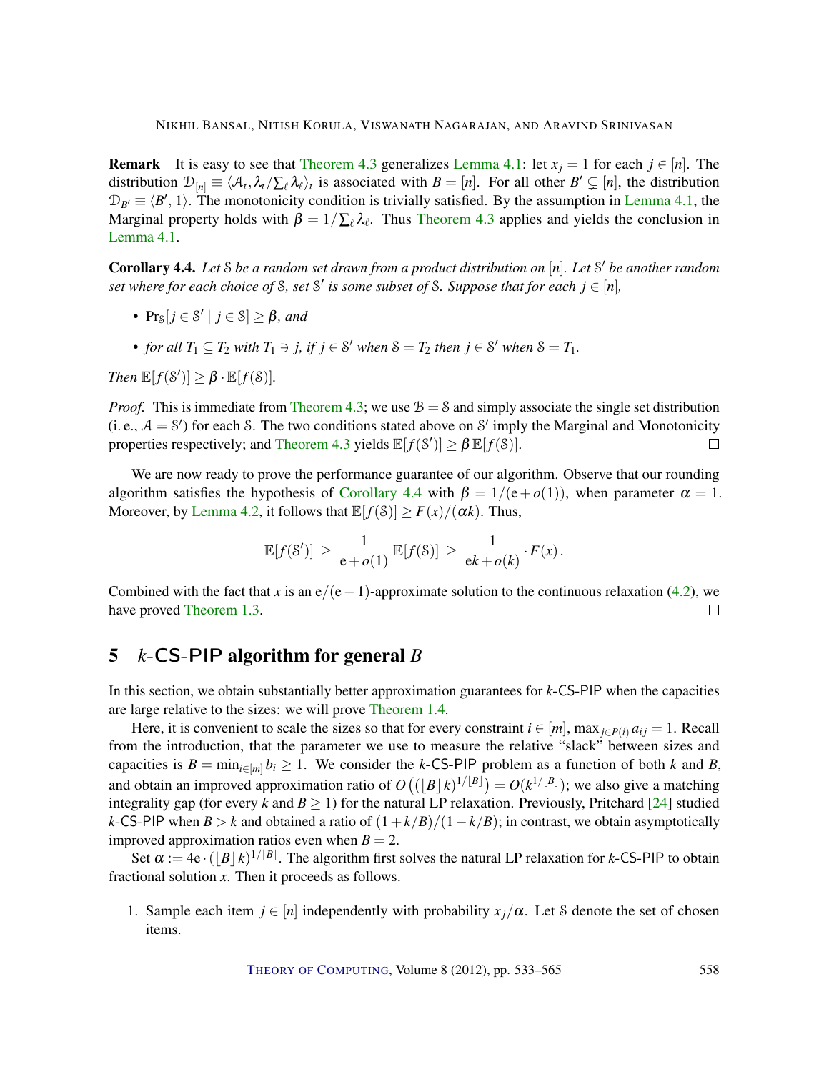**Remark** It is easy to see that Theorem 4.3 generalizes Lemma 4.1: let $x_j = 1$ for each $j \in [n]$. The distribution $\mathcal{D}_{[n]} \equiv \langle \mathcal{A}_t, \lambda_t / \sum_\ell \lambda_\ell \rangle_t$ is associated with $B = [n]$. For all other $B' \subsetneq [n]$, the distribution $\mathcal{D}_{B'} \equiv \langle B', 1 \rangle$. The monotonicity condition is trivially satisfied. By the assumption in Lemma 4.1, the Marginal property holds with $\beta = 1/\sum_\ell \lambda_\ell$. Thus Theorem 4.3 applies and yields the conclusion in Lemma 4.1.

**Corollary 4.4.** *Let $\mathcal{S}$ be a random set drawn from a product distribution on $[n]$. Let $\mathcal{S}'$ be another random set where for each choice of $\mathcal{S}$, set $\mathcal{S}'$ is some subset of $\mathcal{S}$. Suppose that for each $j \in [n]$,*

- $\Pr_{\mathcal{S}}[j \in \mathcal{S}' \mid j \in \mathcal{S}] \geq \beta$, *and*
- *for all $T_1 \subseteq T_2$ with $T_1 \ni j$, if $j \in \mathcal{S}'$ when $\mathcal{S} = T_2$ then $j \in \mathcal{S}'$ when $\mathcal{S} = T_1$.*

*Then $\mathbb{E}[f(\mathcal{S}')] \geq \beta \cdot \mathbb{E}[f(\mathcal{S})]$.*

*Proof.* This is immediate from Theorem 4.3; we use $\mathcal{B} = \mathcal{S}$ and simply associate the single set distribution (i. e., $\mathcal{A} = \mathcal{S}'$) for each $\mathcal{S}$. The two conditions stated above on $\mathcal{S}'$ imply the Marginal and Monotonicity properties respectively; and Theorem 4.3 yields $\mathbb{E}[f(\mathcal{S}')] \geq \beta\, \mathbb{E}[f(\mathcal{S})]$. □

We are now ready to prove the performance guarantee of our algorithm. Observe that our rounding algorithm satisfies the hypothesis of Corollary 4.4 with $\beta = 1/(\mathrm{e} + o(1))$, when parameter $\alpha = 1$. Moreover, by Lemma 4.2, it follows that $\mathbb{E}[f(\mathcal{S})] \geq F(x)/(\alpha k)$. Thus,

$$\mathbb{E}[f(\mathcal{S}')] \;\geq\; \frac{1}{\mathrm{e} + o(1)}\, \mathbb{E}[f(\mathcal{S})] \;\geq\; \frac{1}{\mathrm{e}k + o(k)} \cdot F(x)\,.$$

Combined with the fact that $x$ is an $\mathrm{e}/(\mathrm{e}-1)$-approximate solution to the continuous relaxation (4.2), we have proved Theorem 1.3. □

## 5 $k$-CS-PIP algorithm for general $B$

In this section, we obtain substantially better approximation guarantees for $k$-CS-PIP when the capacities are large relative to the sizes: we will prove Theorem 1.4.

Here, it is convenient to scale the sizes so that for every constraint $i \in [m]$, $\max_{j \in P(i)} a_{ij} = 1$. Recall from the introduction, that the parameter we use to measure the relative "slack" between sizes and capacities is $B = \min_{i \in [m]} b_i \geq 1$. We consider the $k$-CS-PIP problem as a function of both $k$ and $B$, and obtain an improved approximation ratio of $O\left((\lfloor B \rfloor k)^{1/\lfloor B \rfloor}\right) = O(k^{1/\lfloor B \rfloor})$; we also give a matching integrality gap (for every $k$ and $B \geq 1$) for the natural LP relaxation. Previously, Pritchard [24] studied $k$-CS-PIP when $B > k$ and obtained a ratio of $(1 + k/B)/(1 - k/B)$; in contrast, we obtain asymptotically improved approximation ratios even when $B = 2$.

Set $\alpha := 4\mathrm{e} \cdot (\lfloor B \rfloor k)^{1/\lfloor B \rfloor}$. The algorithm first solves the natural LP relaxation for $k$-CS-PIP to obtain fractional solution $x$. Then it proceeds as follows.

1. Sample each item $j \in [n]$ independently with probability $x_j/\alpha$. Let $\mathcal{S}$ denote the set of chosen items.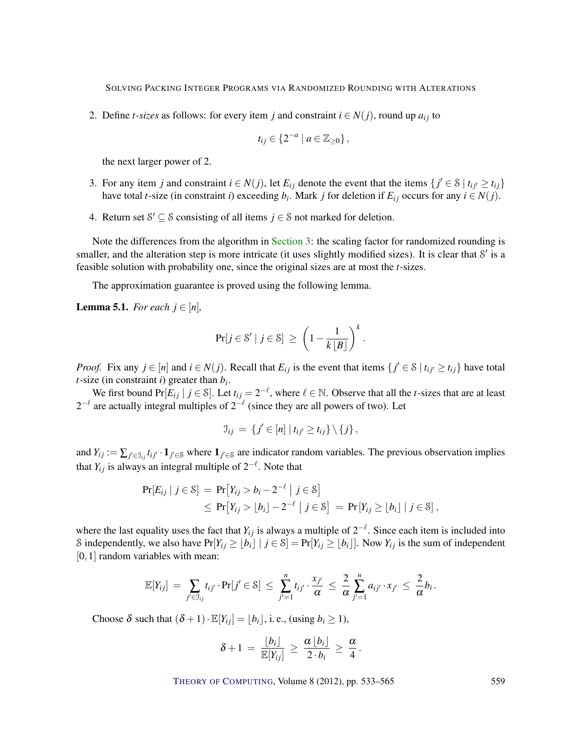2. Define *t-sizes* as follows: for every item $j$ and constraint $i \in N(j)$, round up $a_{ij}$ to

$$t_{ij} \in \{2^{-a} \mid a \in \mathbb{Z}_{\geq 0}\},$$

   the next larger power of 2.

3. For any item $j$ and constraint $i \in N(j)$, let $E_{ij}$ denote the event that the items $\{j' \in \mathcal{S} \mid t_{ij'} \geq t_{ij}\}$ have total $t$-size (in constraint $i$) exceeding $b_i$. Mark $j$ for deletion if $E_{ij}$ occurs for any $i \in N(j)$.

4. Return set $\mathcal{S}' \subseteq \mathcal{S}$ consisting of all items $j \in \mathcal{S}$ not marked for deletion.

Note the differences from the algorithm in Section 3: the scaling factor for randomized rounding is smaller, and the alteration step is more intricate (it uses slightly modified sizes). It is clear that $\mathcal{S}'$ is a feasible solution with probability one, since the original sizes are at most the $t$-sizes.

The approximation guarantee is proved using the following lemma.

**Lemma 5.1.** *For each* $j \in [n]$*,*

$$\Pr[j \in \mathcal{S}' \mid j \in \mathcal{S}] \;\geq\; \left(1 - \frac{1}{k\lfloor B \rfloor}\right)^k .$$

*Proof.* Fix any $j \in [n]$ and $i \in N(j)$. Recall that $E_{ij}$ is the event that items $\{j' \in \mathcal{S} \mid t_{ij'} \geq t_{ij}\}$ have total $t$-size (in constraint $i$) greater than $b_i$.

We first bound $\Pr[E_{ij} \mid j \in \mathcal{S}]$. Let $t_{ij} = 2^{-\ell}$, where $\ell \in \mathbb{N}$. Observe that all the $t$-sizes that are at least $2^{-\ell}$ are actually integral multiples of $2^{-\ell}$ (since they are all powers of two). Let

$$\mathcal{I}_{ij} \;=\; \{j' \in [n] \mid t_{ij'} \geq t_{ij}\} \setminus \{j\},$$

and $Y_{ij} := \sum_{j' \in \mathcal{I}_{ij}} t_{ij'} \cdot \mathbf{1}_{j' \in \mathcal{S}}$ where $\mathbf{1}_{j' \in \mathcal{S}}$ are indicator random variables. The previous observation implies that $Y_{ij}$ is always an integral multiple of $2^{-\ell}$. Note that

$$\begin{aligned}
\Pr[E_{ij} \mid j \in \mathcal{S}] &= \Pr\left[Y_{ij} > b_i - 2^{-\ell} \;\middle|\; j \in \mathcal{S}\right] \\
&\leq \Pr\left[Y_{ij} > \lfloor b_i \rfloor - 2^{-\ell} \;\middle|\; j \in \mathcal{S}\right] \;=\; \Pr\left[Y_{ij} \geq \lfloor b_i \rfloor \mid j \in \mathcal{S}\right],
\end{aligned}$$

where the last equality uses the fact that $Y_{ij}$ is always a multiple of $2^{-\ell}$. Since each item is included into $\mathcal{S}$ independently, we also have $\Pr[Y_{ij} \geq \lfloor b_i \rfloor \mid j \in \mathcal{S}] = \Pr[Y_{ij} \geq \lfloor b_i \rfloor]$. Now $Y_{ij}$ is the sum of independent $[0,1]$ random variables with mean:

$$\mathbb{E}[Y_{ij}] \;=\; \sum_{j' \in \mathcal{I}_{ij}} t_{ij'} \cdot \Pr[j' \in \mathcal{S}] \;\leq\; \sum_{j'=1}^{n} t_{ij'} \cdot \frac{x_{j'}}{\alpha} \;\leq\; \frac{2}{\alpha} \sum_{j'=1}^{n} a_{ij'} \cdot x_{j'} \;\leq\; \frac{2}{\alpha} b_i .$$

Choose $\delta$ such that $(\delta + 1) \cdot \mathbb{E}[Y_{ij}] = \lfloor b_i \rfloor$, i. e., (using $b_i \geq 1$),

$$\delta + 1 \;=\; \frac{\lfloor b_i \rfloor}{\mathbb{E}[Y_{ij}]} \;\geq\; \frac{\alpha \lfloor b_i \rfloor}{2 \cdot b_i} \;\geq\; \frac{\alpha}{4} .$$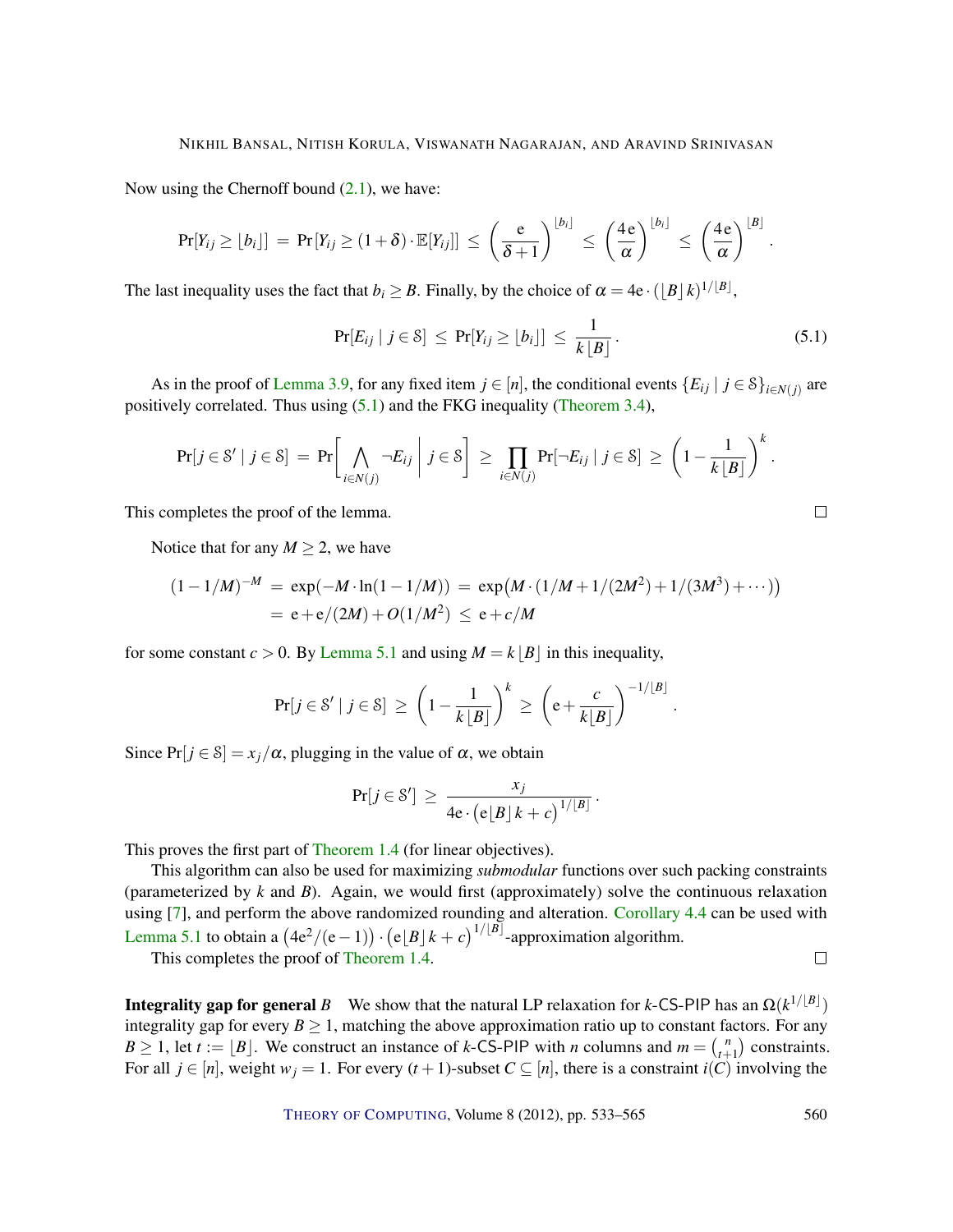Now using the Chernoff bound (2.1), we have:

$$\Pr[Y_{ij} \geq \lfloor b_i \rfloor] \;=\; \Pr\left[Y_{ij} \geq (1+\delta)\cdot \mathbb{E}[Y_{ij}]\right] \;\leq\; \left(\frac{\mathrm{e}}{\delta+1}\right)^{\lfloor b_i \rfloor} \;\leq\; \left(\frac{4\,\mathrm{e}}{\alpha}\right)^{\lfloor b_i \rfloor} \;\leq\; \left(\frac{4\,\mathrm{e}}{\alpha}\right)^{\lfloor B \rfloor}.$$

The last inequality uses the fact that $b_i \geq B$. Finally, by the choice of $\alpha = 4\mathrm{e}\cdot(\lfloor B \rfloor k)^{1/\lfloor B \rfloor}$,

$$\Pr[E_{ij} \mid j \in \mathcal{S}] \;\leq\; \Pr[Y_{ij} \geq \lfloor b_i \rfloor] \;\leq\; \frac{1}{k\,\lfloor B \rfloor}. \tag{5.1}$$

As in the proof of Lemma 3.9, for any fixed item $j \in [n]$, the conditional events $\{E_{ij} \mid j \in \mathcal{S}\}_{i \in N(j)}$ are positively correlated. Thus using (5.1) and the FKG inequality (Theorem 3.4),

$$\Pr[j \in \mathcal{S}' \mid j \in \mathcal{S}] \;=\; \Pr\left[\bigwedge_{i \in N(j)} \neg E_{ij} \;\middle|\; j \in \mathcal{S}\right] \;\geq\; \prod_{i \in N(j)} \Pr[\neg E_{ij} \mid j \in \mathcal{S}] \;\geq\; \left(1 - \frac{1}{k\,\lfloor B \rfloor}\right)^{k}.$$

This completes the proof of the lemma. □

Notice that for any $M \geq 2$, we have

$$\begin{aligned}(1-1/M)^{-M} \;&=\; \exp(-M\cdot \ln(1-1/M)) \;=\; \exp\big(M\cdot(1/M + 1/(2M^2) + 1/(3M^3) + \cdots)\big)\\ &=\; \mathrm{e} + \mathrm{e}/(2M) + O(1/M^2) \;\leq\; \mathrm{e} + c/M\end{aligned}$$

for some constant $c > 0$. By Lemma 5.1 and using $M = k\,\lfloor B \rfloor$ in this inequality,

$$\Pr[j \in \mathcal{S}' \mid j \in \mathcal{S}] \;\geq\; \left(1 - \frac{1}{k\,\lfloor B \rfloor}\right)^{k} \;\geq\; \left(\mathrm{e} + \frac{c}{k\lfloor B \rfloor}\right)^{-1/\lfloor B \rfloor}.$$

Since $\Pr[j \in \mathcal{S}] = x_j/\alpha$, plugging in the value of $\alpha$, we obtain

$$\Pr[j \in \mathcal{S}'] \;\geq\; \frac{x_j}{4\mathrm{e}\cdot\left(\mathrm{e}\lfloor B \rfloor k + c\right)^{1/\lfloor B \rfloor}}.$$

This proves the first part of Theorem 1.4 (for linear objectives).

This algorithm can also be used for maximizing *submodular* functions over such packing constraints (parameterized by $k$ and $B$). Again, we would first (approximately) solve the continuous relaxation using [7], and perform the above randomized rounding and alteration. Corollary 4.4 can be used with Lemma 5.1 to obtain a $\left(4\mathrm{e}^2/(\mathrm{e}-1)\right)\cdot\left(\mathrm{e}\lfloor B \rfloor k + c\right)^{1/\lfloor B \rfloor}$-approximation algorithm.

This completes the proof of Theorem 1.4. □

**Integrality gap for general** $B$ We show that the natural LP relaxation for $k$-CS-PIP has an $\Omega(k^{1/\lfloor B \rfloor})$ integrality gap for every $B \geq 1$, matching the above approximation ratio up to constant factors. For any $B \geq 1$, let $t := \lfloor B \rfloor$. We construct an instance of $k$-CS-PIP with $n$ columns and $m = \binom{n}{t+1}$ constraints. For all $j \in [n]$, weight $w_j = 1$. For every $(t+1)$-subset $C \subseteq [n]$, there is a constraint $i(C)$ involving the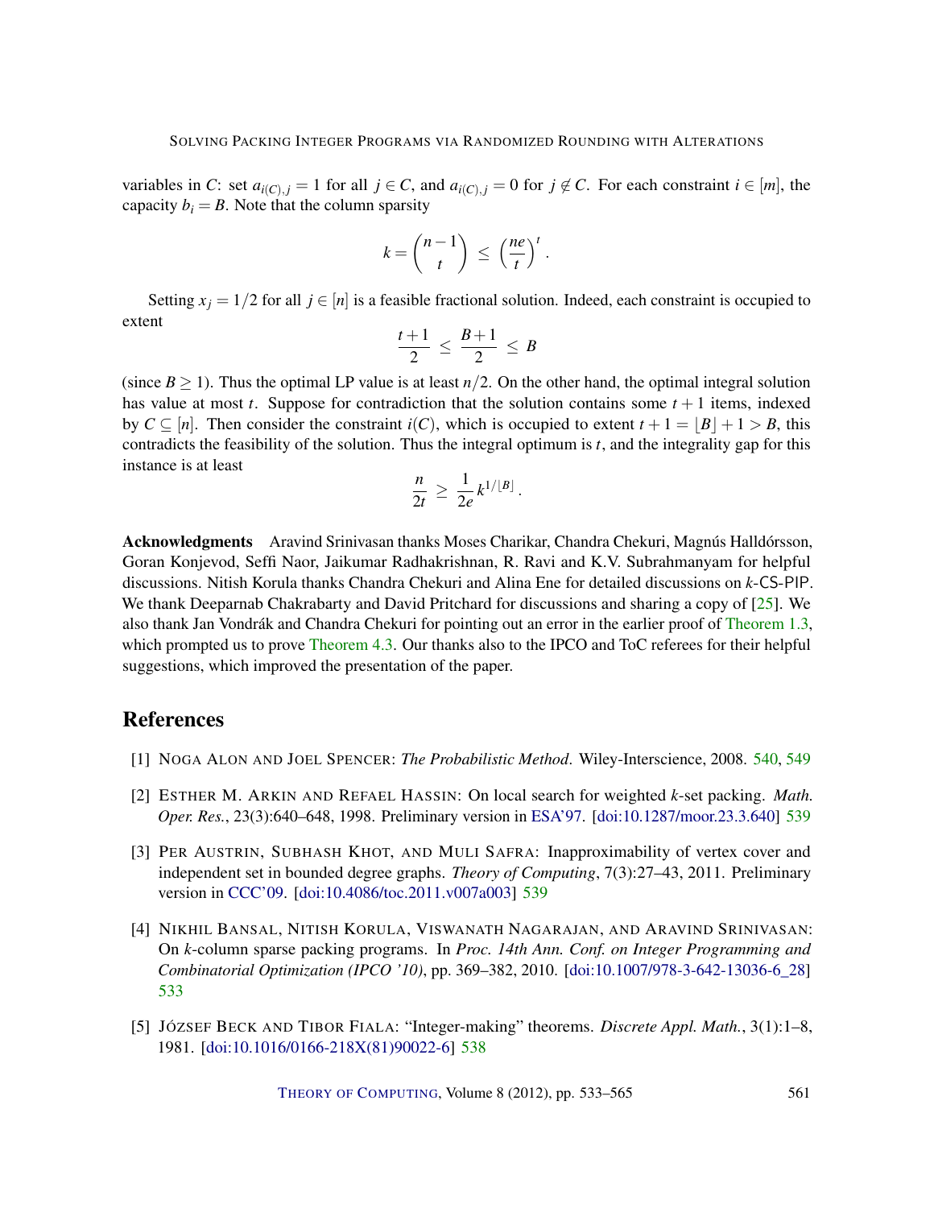variables in $C$: set $a_{i(C),j} = 1$ for all $j \in C$, and $a_{i(C),j} = 0$ for $j \notin C$. For each constraint $i \in [m]$, the capacity $b_i = B$. Note that the column sparsity

$$k = \binom{n-1}{t} \leq \left(\frac{ne}{t}\right)^t .$$

Setting $x_j = 1/2$ for all $j \in [n]$ is a feasible fractional solution. Indeed, each constraint is occupied to extent

$$\frac{t+1}{2} \leq \frac{B+1}{2} \leq B$$

(since $B \geq 1$). Thus the optimal LP value is at least $n/2$. On the other hand, the optimal integral solution has value at most $t$. Suppose for contradiction that the solution contains some $t+1$ items, indexed by $C \subseteq [n]$. Then consider the constraint $i(C)$, which is occupied to extent $t+1 = \lfloor B \rfloor + 1 > B$, this contradicts the feasibility of the solution. Thus the integral optimum is $t$, and the integrality gap for this instance is at least

$$\frac{n}{2t} \geq \frac{1}{2e} k^{1/\lfloor B \rfloor} .$$

**Acknowledgments** Aravind Srinivasan thanks Moses Charikar, Chandra Chekuri, Magnús Halldórsson, Goran Konjevod, Seffi Naor, Jaikumar Radhakrishnan, R. Ravi and K.V. Subrahmanyam for helpful discussions. Nitish Korula thanks Chandra Chekuri and Alina Ene for detailed discussions on $k$-CS-PIP. We thank Deeparnab Chakrabarty and David Pritchard for discussions and sharing a copy of [25]. We also thank Jan Vondrák and Chandra Chekuri for pointing out an error in the earlier proof of Theorem 1.3, which prompted us to prove Theorem 4.3. Our thanks also to the IPCO and ToC referees for their helpful suggestions, which improved the presentation of the paper.

## References

[1] Noga Alon and Joel Spencer: *The Probabilistic Method*. Wiley-Interscience, 2008. 540, 549

[2] Esther M. Arkin and Refael Hassin: On local search for weighted $k$-set packing. *Math. Oper. Res.*, 23(3):640–648, 1998. Preliminary version in ESA'97. [doi:10.1287/moor.23.3.640] 539

[3] Per Austrin, Subhash Khot, and Muli Safra: Inapproximability of vertex cover and independent set in bounded degree graphs. *Theory of Computing*, 7(3):27–43, 2011. Preliminary version in CCC'09. [doi:10.4086/toc.2011.v007a003] 539

[4] Nikhil Bansal, Nitish Korula, Viswanath Nagarajan, and Aravind Srinivasan: On $k$-column sparse packing programs. In *Proc. 14th Ann. Conf. on Integer Programming and Combinatorial Optimization (IPCO '10)*, pp. 369–382, 2010. [doi:10.1007/978-3-642-13036-6_28] 533

[5] József Beck and Tibor Fiala: "Integer-making" theorems. *Discrete Appl. Math.*, 3(1):1–8, 1981. [doi:10.1016/0166-218X(81)90022-6] 538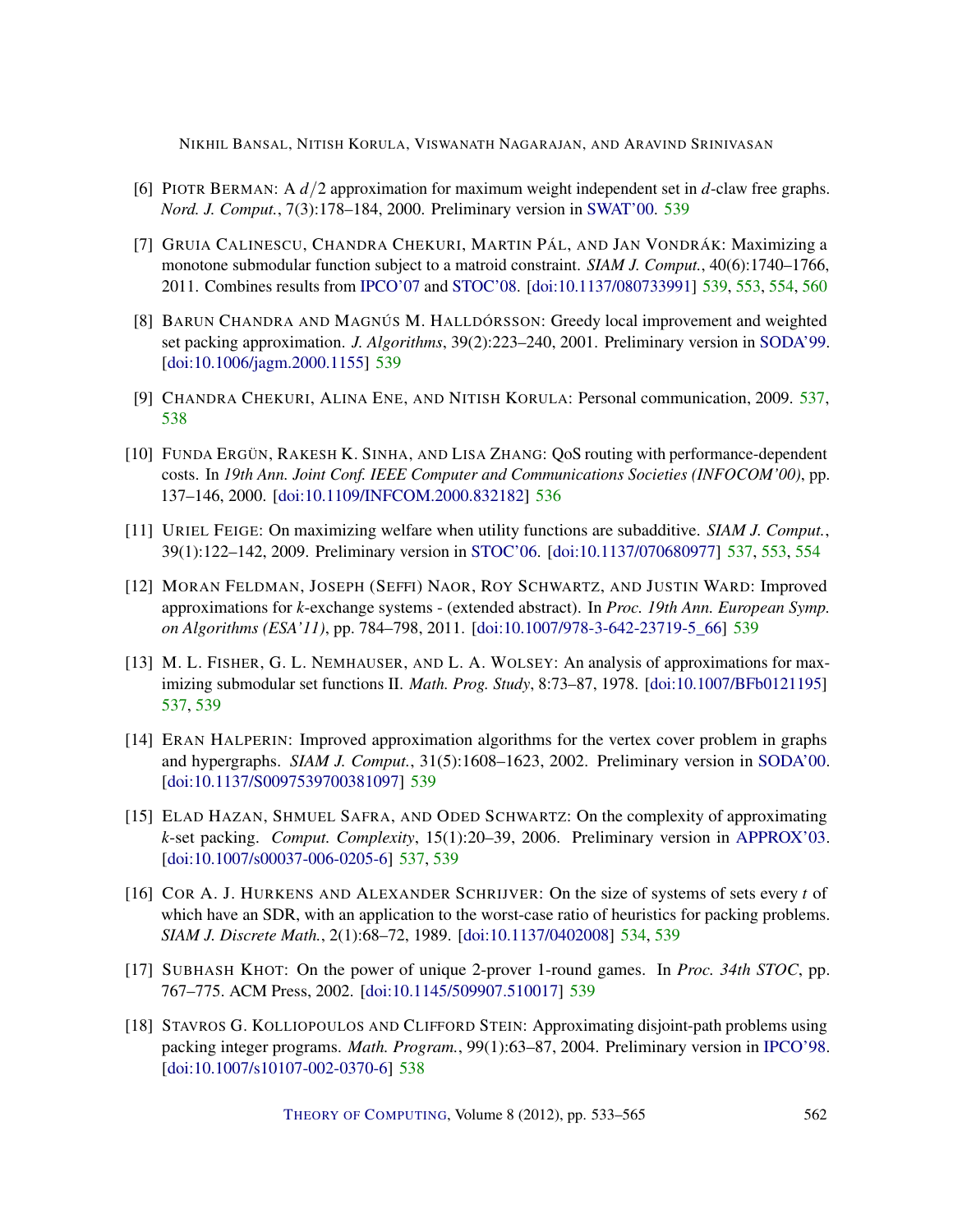[6] Piotr Berman: A $d/2$ approximation for maximum weight independent set in $d$-claw free graphs. *Nord. J. Comput.*, 7(3):178–184, 2000. Preliminary version in SWAT'00. 539

[7] Gruia Calinescu, Chandra Chekuri, Martin Pál, and Jan Vondrák: Maximizing a monotone submodular function subject to a matroid constraint. *SIAM J. Comput.*, 40(6):1740–1766, 2011. Combines results from IPCO'07 and STOC'08. [doi:10.1137/080733991] 539, 553, 554, 560

[8] Barun Chandra and Magnús M. Halldórsson: Greedy local improvement and weighted set packing approximation. *J. Algorithms*, 39(2):223–240, 2001. Preliminary version in SODA'99. [doi:10.1006/jagm.2000.1155] 539

[9] Chandra Chekuri, Alina Ene, and Nitish Korula: Personal communication, 2009. 537, 538

[10] Funda Ergün, Rakesh K. Sinha, and Lisa Zhang: QoS routing with performance-dependent costs. In *19th Ann. Joint Conf. IEEE Computer and Communications Societies (INFOCOM'00)*, pp. 137–146, 2000. [doi:10.1109/INFCOM.2000.832182] 536

[11] Uriel Feige: On maximizing welfare when utility functions are subadditive. *SIAM J. Comput.*, 39(1):122–142, 2009. Preliminary version in STOC'06. [doi:10.1137/070680977] 537, 553, 554

[12] Moran Feldman, Joseph (Seffi) Naor, Roy Schwartz, and Justin Ward: Improved approximations for $k$-exchange systems - (extended abstract). In *Proc. 19th Ann. European Symp. on Algorithms (ESA'11)*, pp. 784–798, 2011. [doi:10.1007/978-3-642-23719-5_66] 539

[13] M. L. Fisher, G. L. Nemhauser, and L. A. Wolsey: An analysis of approximations for maximizing submodular set functions II. *Math. Prog. Study*, 8:73–87, 1978. [doi:10.1007/BFb0121195] 537, 539

[14] Eran Halperin: Improved approximation algorithms for the vertex cover problem in graphs and hypergraphs. *SIAM J. Comput.*, 31(5):1608–1623, 2002. Preliminary version in SODA'00. [doi:10.1137/S0097539700381097] 539

[15] Elad Hazan, Shmuel Safra, and Oded Schwartz: On the complexity of approximating $k$-set packing. *Comput. Complexity*, 15(1):20–39, 2006. Preliminary version in APPROX'03. [doi:10.1007/s00037-006-0205-6] 537, 539

[16] Cor A. J. Hurkens and Alexander Schrijver: On the size of systems of sets every $t$ of which have an SDR, with an application to the worst-case ratio of heuristics for packing problems. *SIAM J. Discrete Math.*, 2(1):68–72, 1989. [doi:10.1137/0402008] 534, 539

[17] Subhash Khot: On the power of unique 2-prover 1-round games. In *Proc. 34th STOC*, pp. 767–775. ACM Press, 2002. [doi:10.1145/509907.510017] 539

[18] Stavros G. Kolliopoulos and Clifford Stein: Approximating disjoint-path problems using packing integer programs. *Math. Program.*, 99(1):63–87, 2004. Preliminary version in IPCO'98. [doi:10.1007/s10107-002-0370-6] 538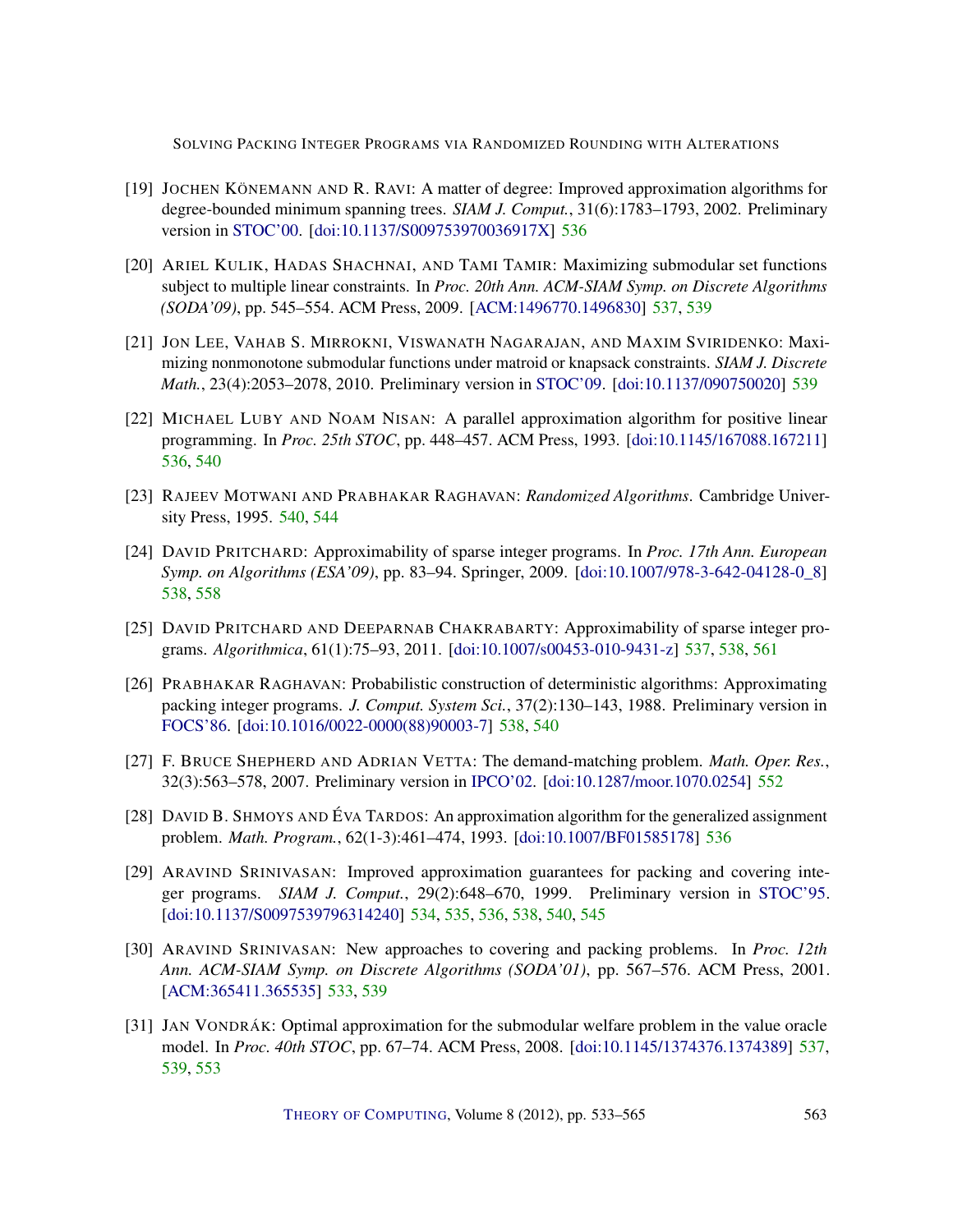[19] Jochen Könemann and R. Ravi: A matter of degree: Improved approximation algorithms for degree-bounded minimum spanning trees. *SIAM J. Comput.*, 31(6):1783–1793, 2002. Preliminary version in STOC'00. [doi:10.1137/S009753970036917X] 536

[20] Ariel Kulik, Hadas Shachnai, and Tami Tamir: Maximizing submodular set functions subject to multiple linear constraints. In *Proc. 20th Ann. ACM-SIAM Symp. on Discrete Algorithms (SODA'09)*, pp. 545–554. ACM Press, 2009. [ACM:1496770.1496830] 537, 539

[21] Jon Lee, Vahab S. Mirrokni, Viswanath Nagarajan, and Maxim Sviridenko: Maximizing nonmonotone submodular functions under matroid or knapsack constraints. *SIAM J. Discrete Math.*, 23(4):2053–2078, 2010. Preliminary version in STOC'09. [doi:10.1137/090750020] 539

[22] Michael Luby and Noam Nisan: A parallel approximation algorithm for positive linear programming. In *Proc. 25th STOC*, pp. 448–457. ACM Press, 1993. [doi:10.1145/167088.167211] 536, 540

[23] Rajeev Motwani and Prabhakar Raghavan: *Randomized Algorithms*. Cambridge University Press, 1995. 540, 544

[24] David Pritchard: Approximability of sparse integer programs. In *Proc. 17th Ann. European Symp. on Algorithms (ESA'09)*, pp. 83–94. Springer, 2009. [doi:10.1007/978-3-642-04128-0_8] 538, 558

[25] David Pritchard and Deeparnab Chakrabarty: Approximability of sparse integer programs. *Algorithmica*, 61(1):75–93, 2011. [doi:10.1007/s00453-010-9431-z] 537, 538, 561

[26] Prabhakar Raghavan: Probabilistic construction of deterministic algorithms: Approximating packing integer programs. *J. Comput. System Sci.*, 37(2):130–143, 1988. Preliminary version in FOCS'86. [doi:10.1016/0022-0000(88)90003-7] 538, 540

[27] F. Bruce Shepherd and Adrian Vetta: The demand-matching problem. *Math. Oper. Res.*, 32(3):563–578, 2007. Preliminary version in IPCO'02. [doi:10.1287/moor.1070.0254] 552

[28] David B. Shmoys and Éva Tardos: An approximation algorithm for the generalized assignment problem. *Math. Program.*, 62(1-3):461–474, 1993. [doi:10.1007/BF01585178] 536

[29] Aravind Srinivasan: Improved approximation guarantees for packing and covering integer programs. *SIAM J. Comput.*, 29(2):648–670, 1999. Preliminary version in STOC'95. [doi:10.1137/S0097539796314240] 534, 535, 536, 538, 540, 545

[30] Aravind Srinivasan: New approaches to covering and packing problems. In *Proc. 12th Ann. ACM-SIAM Symp. on Discrete Algorithms (SODA'01)*, pp. 567–576. ACM Press, 2001. [ACM:365411.365535] 533, 539

[31] Jan Vondrák: Optimal approximation for the submodular welfare problem in the value oracle model. In *Proc. 40th STOC*, pp. 67–74. ACM Press, 2008. [doi:10.1145/1374376.1374389] 537, 539, 553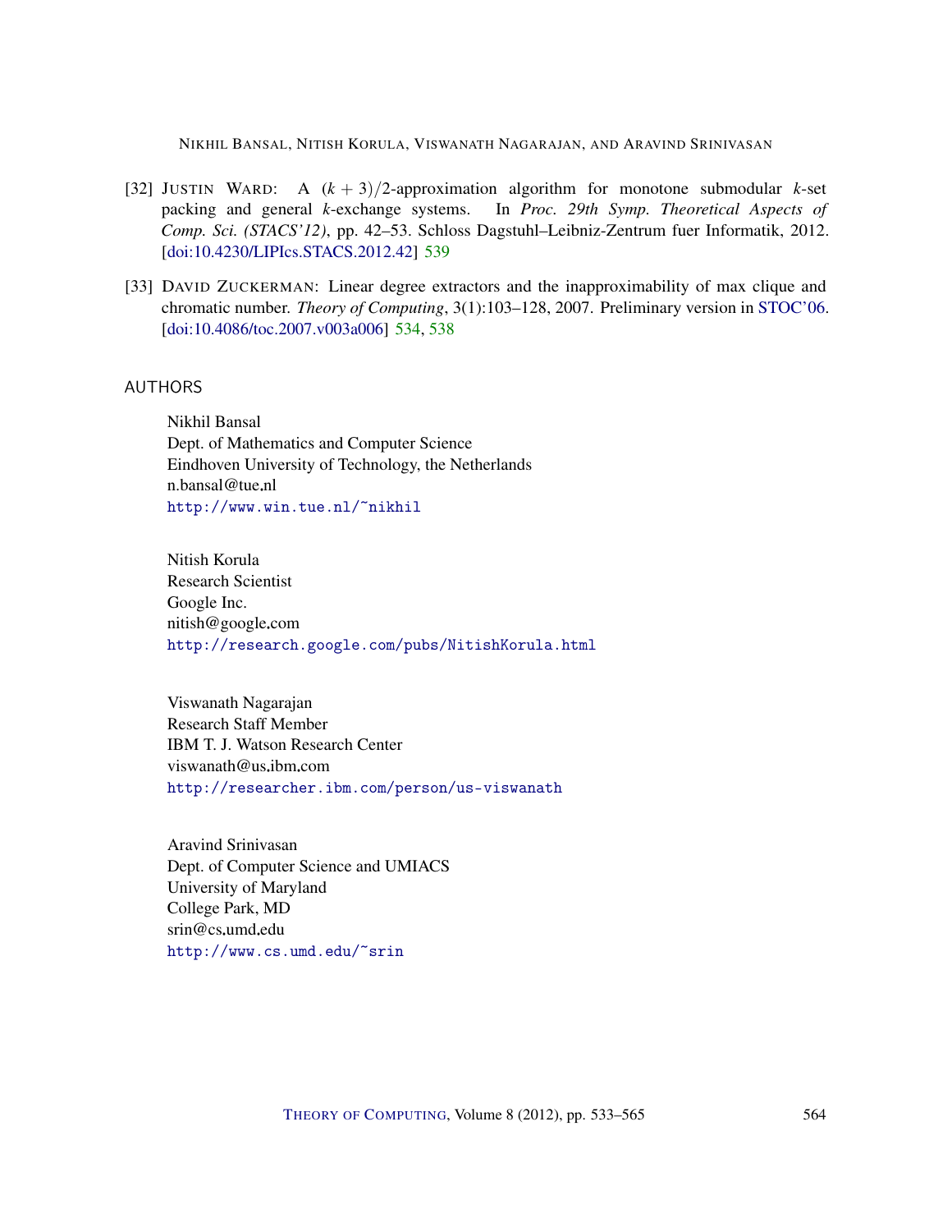[32] Justin Ward: A $(k+3)/2$-approximation algorithm for monotone submodular $k$-set packing and general $k$-exchange systems. In *Proc. 29th Symp. Theoretical Aspects of Comp. Sci. (STACS'12)*, pp. 42–53. Schloss Dagstuhl–Leibniz-Zentrum fuer Informatik, 2012. [doi:10.4230/LIPIcs.STACS.2012.42] 539

[33] David Zuckerman: Linear degree extractors and the inapproximability of max clique and chromatic number. *Theory of Computing*, 3(1):103–128, 2007. Preliminary version in STOC'06. [doi:10.4086/toc.2007.v003a006] 534, 538

## AUTHORS

Nikhil Bansal
Dept. of Mathematics and Computer Science
Eindhoven University of Technology, the Netherlands
n.bansal@tue.nl
http://www.win.tue.nl/~nikhil

Nitish Korula
Research Scientist
Google Inc.
nitish@google.com
http://research.google.com/pubs/NitishKorula.html

Viswanath Nagarajan
Research Staff Member
IBM T. J. Watson Research Center
viswanath@us.ibm.com
http://researcher.ibm.com/person/us-viswanath

Aravind Srinivasan
Dept. of Computer Science and UMIACS
University of Maryland
College Park, MD
srin@cs.umd.edu
http://www.cs.umd.edu/~srin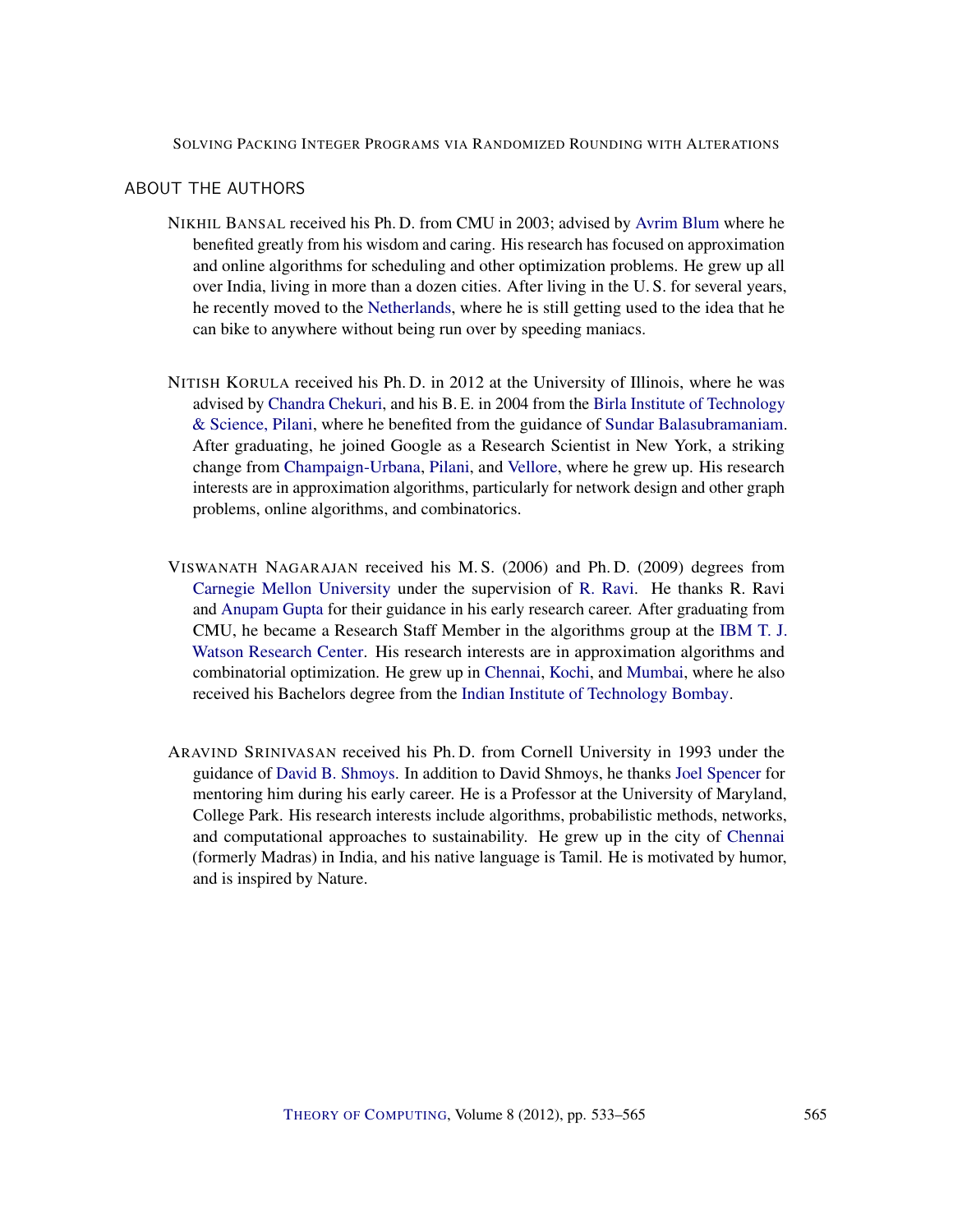## ABOUT THE AUTHORS

NIKHIL BANSAL received his Ph. D. from CMU in 2003; advised by Avrim Blum where he benefited greatly from his wisdom and caring. His research has focused on approximation and online algorithms for scheduling and other optimization problems. He grew up all over India, living in more than a dozen cities. After living in the U. S. for several years, he recently moved to the Netherlands, where he is still getting used to the idea that he can bike to anywhere without being run over by speeding maniacs.

NITISH KORULA received his Ph. D. in 2012 at the University of Illinois, where he was advised by Chandra Chekuri, and his B. E. in 2004 from the Birla Institute of Technology & Science, Pilani, where he benefited from the guidance of Sundar Balasubramaniam. After graduating, he joined Google as a Research Scientist in New York, a striking change from Champaign-Urbana, Pilani, and Vellore, where he grew up. His research interests are in approximation algorithms, particularly for network design and other graph problems, online algorithms, and combinatorics.

VISWANATH NAGARAJAN received his M. S. (2006) and Ph. D. (2009) degrees from Carnegie Mellon University under the supervision of R. Ravi. He thanks R. Ravi and Anupam Gupta for their guidance in his early research career. After graduating from CMU, he became a Research Staff Member in the algorithms group at the IBM T. J. Watson Research Center. His research interests are in approximation algorithms and combinatorial optimization. He grew up in Chennai, Kochi, and Mumbai, where he also received his Bachelors degree from the Indian Institute of Technology Bombay.

ARAVIND SRINIVASAN received his Ph. D. from Cornell University in 1993 under the guidance of David B. Shmoys. In addition to David Shmoys, he thanks Joel Spencer for mentoring him during his early career. He is a Professor at the University of Maryland, College Park. His research interests include algorithms, probabilistic methods, networks, and computational approaches to sustainability. He grew up in the city of Chennai (formerly Madras) in India, and his native language is Tamil. He is motivated by humor, and is inspired by Nature.